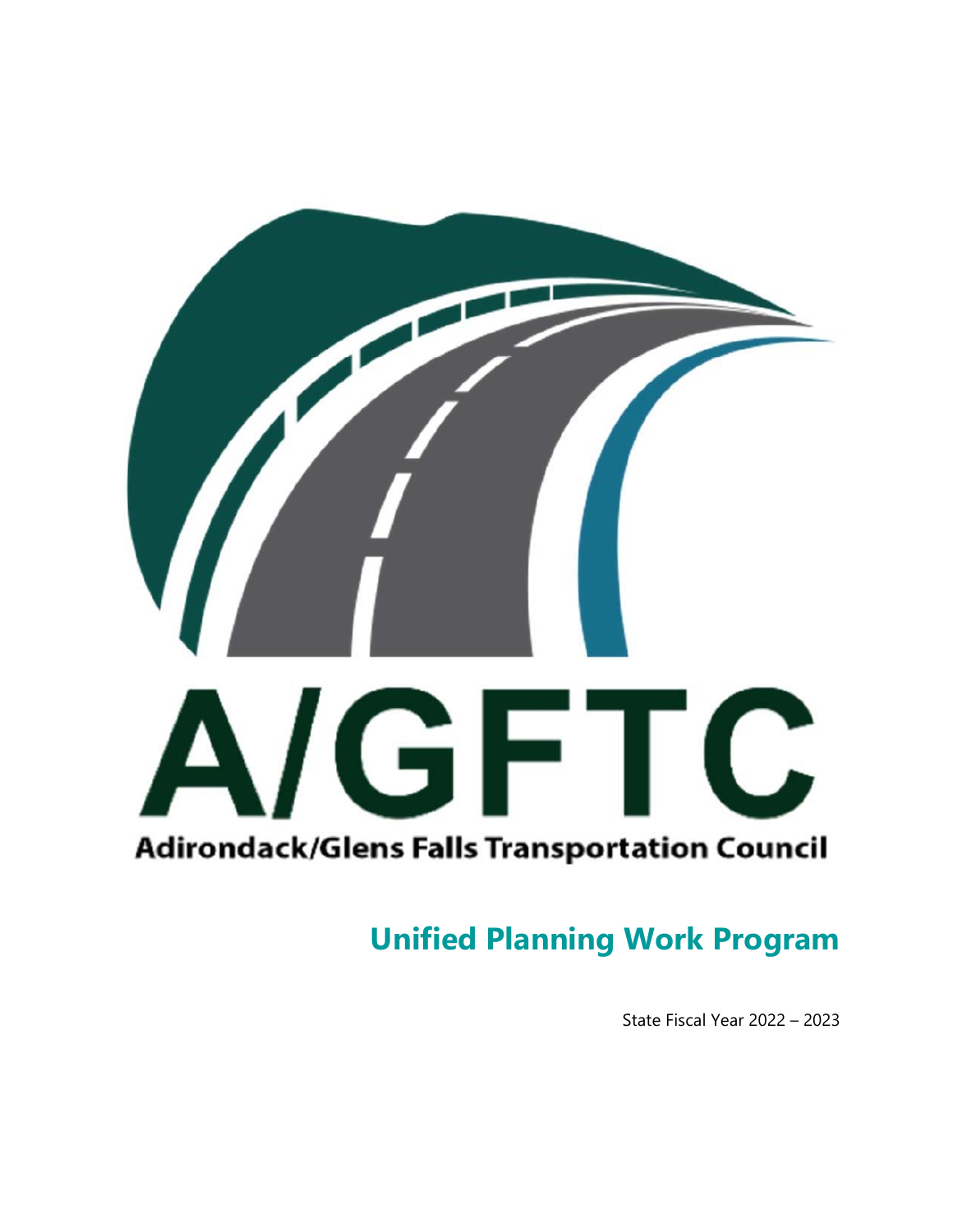# A/GFTC

Adirondack/Glens Falls Transportation Council

## Unified Planning Work Program

State Fiscal Year 2022 – 2023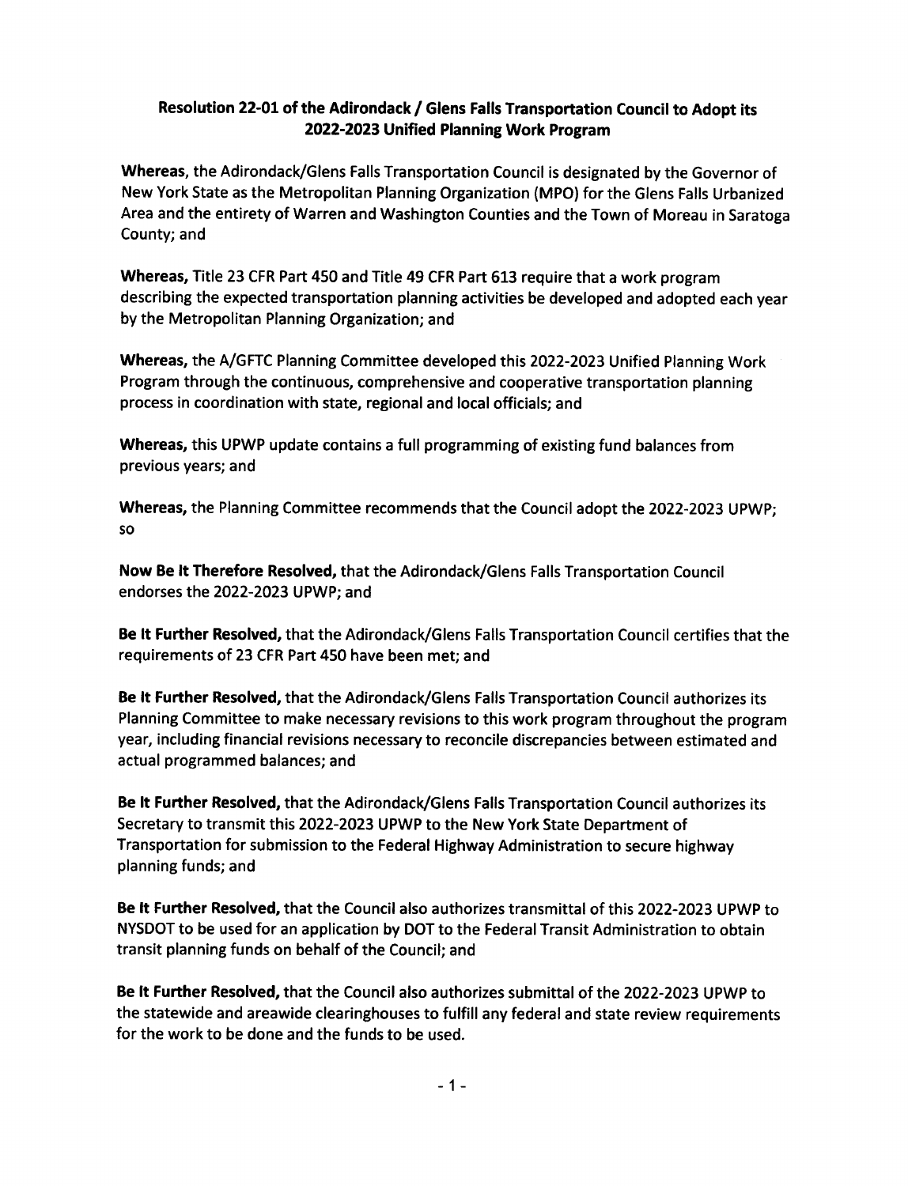# Resolution 22-01 of the Adirondack / Glens Falls Transportation Council to Adopt its 2022-2023 Unified Planning Work Program

**Whereas,** the Adirondack/Glens Falls Transportation Council is designated by the Governor of New York State as the Metropolitan Planning Organization (MPO) for the Glens Falls Urbanized Area and the entirety of Warren and Washington Counties and the Town of Moreau in Saratoga County; and

**Whereas,** Title 23 CFR Part 450 and Title 49 CFR Part 613 require that a work program describing the expected transportation planning activities be developed and adopted each year by the Metropolitan Planning Organization; and

**Whereas,** the A/GFTC Planning Committee developed this 2022-2023 Unified Planning Work Program through the continuous, comprehensive and cooperative transportation planning process in coordination with state, regional and local officials; and

**Whereas,** this UPWP update contains a full programming of existing fund balances from previous years; and

**Whereas,** the Planning Committee recommends that the Council adopt the 2022-2023 UPWP; so

**Now Be It Therefore Resolved,** that the Adirondack/Glens Falls Transportation Council endorses the 2022-2023 UPWP; and

**Be It Further Resolved,** that the Adirondack/Glens Falls Transportation Council certifies that the requirements of 23 CFR Part 450 have been met; and

**Be It Further Resolved,** that the Adirondack/Glens Falls Transportation Council authorizes its Planning Committee to make necessary revisions to this work program throughout the program year, including financial revisions necessary to reconcile discrepancies between estimated and actual programmed balances; and

**Be It Further Resolved,** that the Adirondack/Glens Falls Transportation Council authorizes its Secretary to transmit this 2022-2023 UPWP to the New York State Department of Transportation for submission to the Federal Highway Administration to secure highway planning funds; and

**Be It Further Resolved,** that the Council also authorizes transmittal of this 2022-2023 UPWP to NYSDOT to be used for an application by DOT to the Federal Transit Administration to obtain transit planning funds on behalf of the Council; and

**Be It Further Resolved,** that the Council also authorizes submittal of the 2022-2023 UPWP to the statewide and areawide clearinghouses to fulfill any federal and state review requirements for the work to be done and the funds to be used.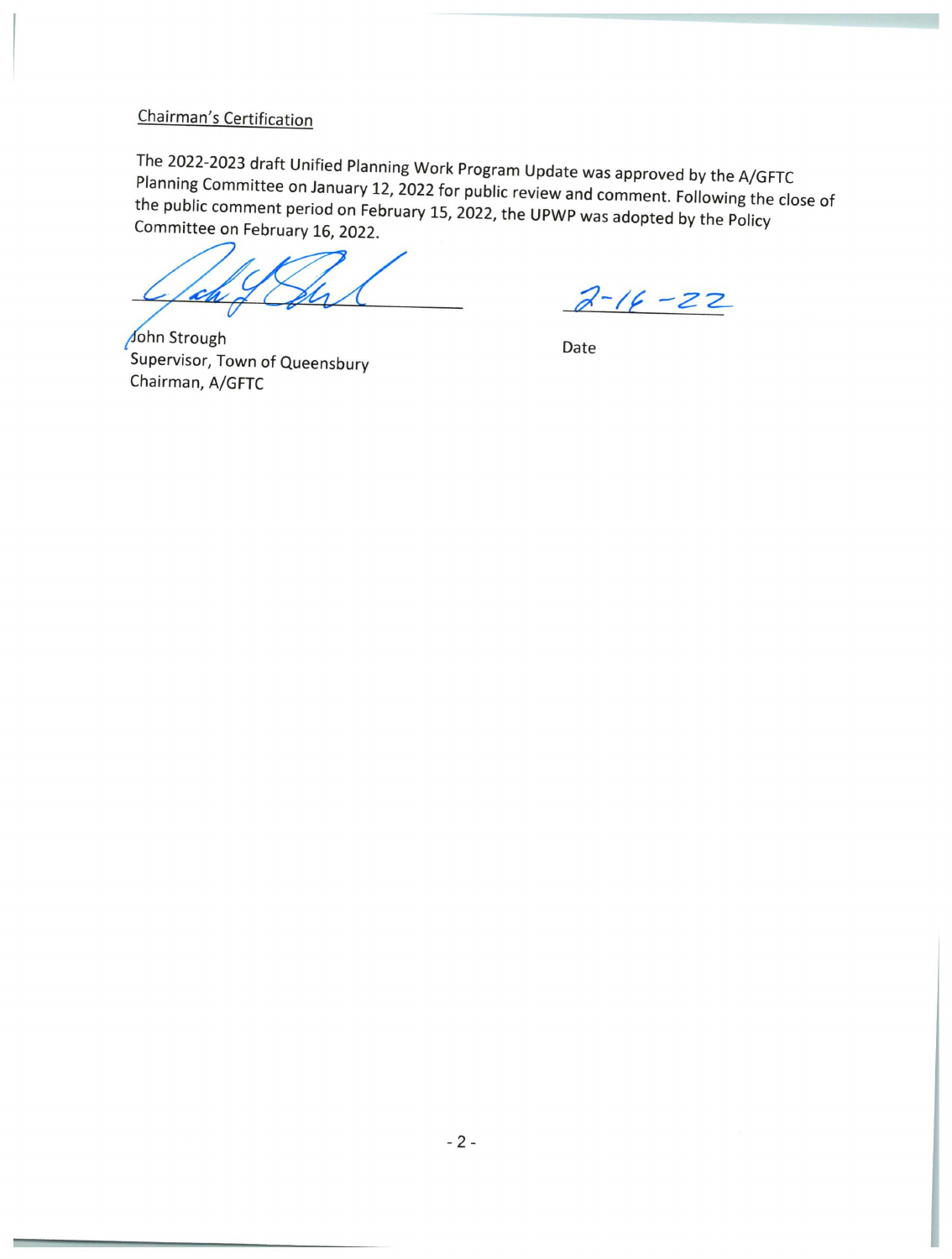Chairman's Certification

The 2022-2023 draft Unified Planning Work Program Update was approved by the A/GFTC Planning Committee on January 12, 2022 for public review and comment. Following the close of the public comment period on February 15, 2022, the UPWP was adopted by the Policy Committee on February 16, 2022.

John Strough
Supervisor, Town of Queensbury
Chairman, A/GFTC

2-16-22
Date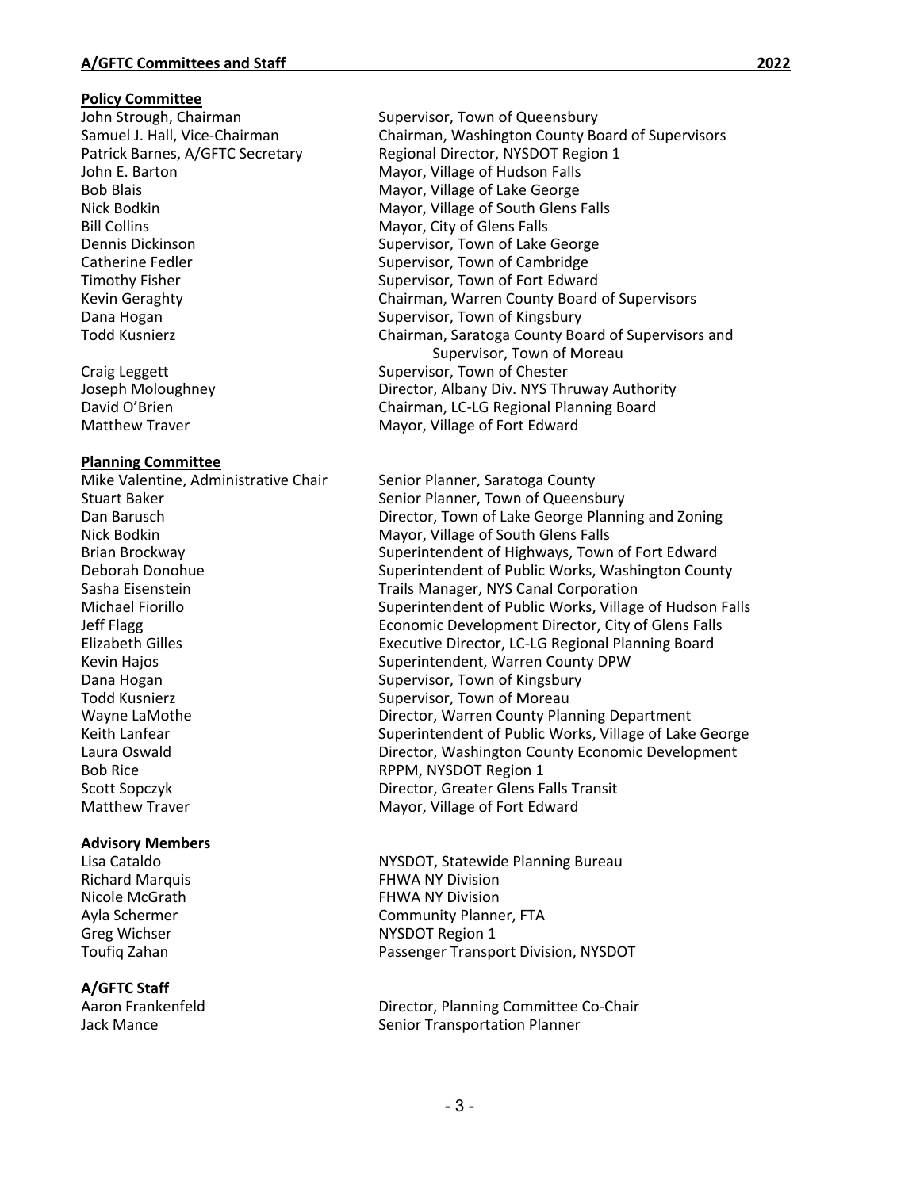## A/GFTC Committees and Staff 2022

### Policy Committee

| | |
|---|---|
| John Strough, Chairman | Supervisor, Town of Queensbury |
| Samuel J. Hall, Vice-Chairman | Chairman, Washington County Board of Supervisors |
| Patrick Barnes, A/GFTC Secretary | Regional Director, NYSDOT Region 1 |
| John E. Barton | Mayor, Village of Hudson Falls |
| Bob Blais | Mayor, Village of Lake George |
| Nick Bodkin | Mayor, Village of South Glens Falls |
| Bill Collins | Mayor, City of Glens Falls |
| Dennis Dickinson | Supervisor, Town of Lake George |
| Catherine Fedler | Supervisor, Town of Cambridge |
| Timothy Fisher | Supervisor, Town of Fort Edward |
| Kevin Geraghty | Chairman, Warren County Board of Supervisors |
| Dana Hogan | Supervisor, Town of Kingsbury |
| Todd Kusnierz | Chairman, Saratoga County Board of Supervisors and Supervisor, Town of Moreau |
| Craig Leggett | Supervisor, Town of Chester |
| Joseph Moloughney | Director, Albany Div. NYS Thruway Authority |
| David O'Brien | Chairman, LC-LG Regional Planning Board |
| Matthew Traver | Mayor, Village of Fort Edward |

### Planning Committee

| | |
|---|---|
| Mike Valentine, Administrative Chair | Senior Planner, Saratoga County |
| Stuart Baker | Senior Planner, Town of Queensbury |
| Dan Barusch | Director, Town of Lake George Planning and Zoning |
| Nick Bodkin | Mayor, Village of South Glens Falls |
| Brian Brockway | Superintendent of Highways, Town of Fort Edward |
| Deborah Donohue | Superintendent of Public Works, Washington County |
| Sasha Eisenstein | Trails Manager, NYS Canal Corporation |
| Michael Fiorillo | Superintendent of Public Works, Village of Hudson Falls |
| Jeff Flagg | Economic Development Director, City of Glens Falls |
| Elizabeth Gilles | Executive Director, LC-LG Regional Planning Board |
| Kevin Hajos | Superintendent, Warren County DPW |
| Dana Hogan | Supervisor, Town of Kingsbury |
| Todd Kusnierz | Supervisor, Town of Moreau |
| Wayne LaMothe | Director, Warren County Planning Department |
| Keith Lanfear | Superintendent of Public Works, Village of Lake George |
| Laura Oswald | Director, Washington County Economic Development |
| Bob Rice | RPPM, NYSDOT Region 1 |
| Scott Sopczyk | Director, Greater Glens Falls Transit |
| Matthew Traver | Mayor, Village of Fort Edward |

### Advisory Members

| | |
|---|---|
| Lisa Cataldo | NYSDOT, Statewide Planning Bureau |
| Richard Marquis | FHWA NY Division |
| Nicole McGrath | FHWA NY Division |
| Ayla Schermer | Community Planner, FTA |
| Greg Wichser | NYSDOT Region 1 |
| Toufiq Zahan | Passenger Transport Division, NYSDOT |

### A/GFTC Staff

| | |
|---|---|
| Aaron Frankenfeld | Director, Planning Committee Co-Chair |
| Jack Mance | Senior Transportation Planner |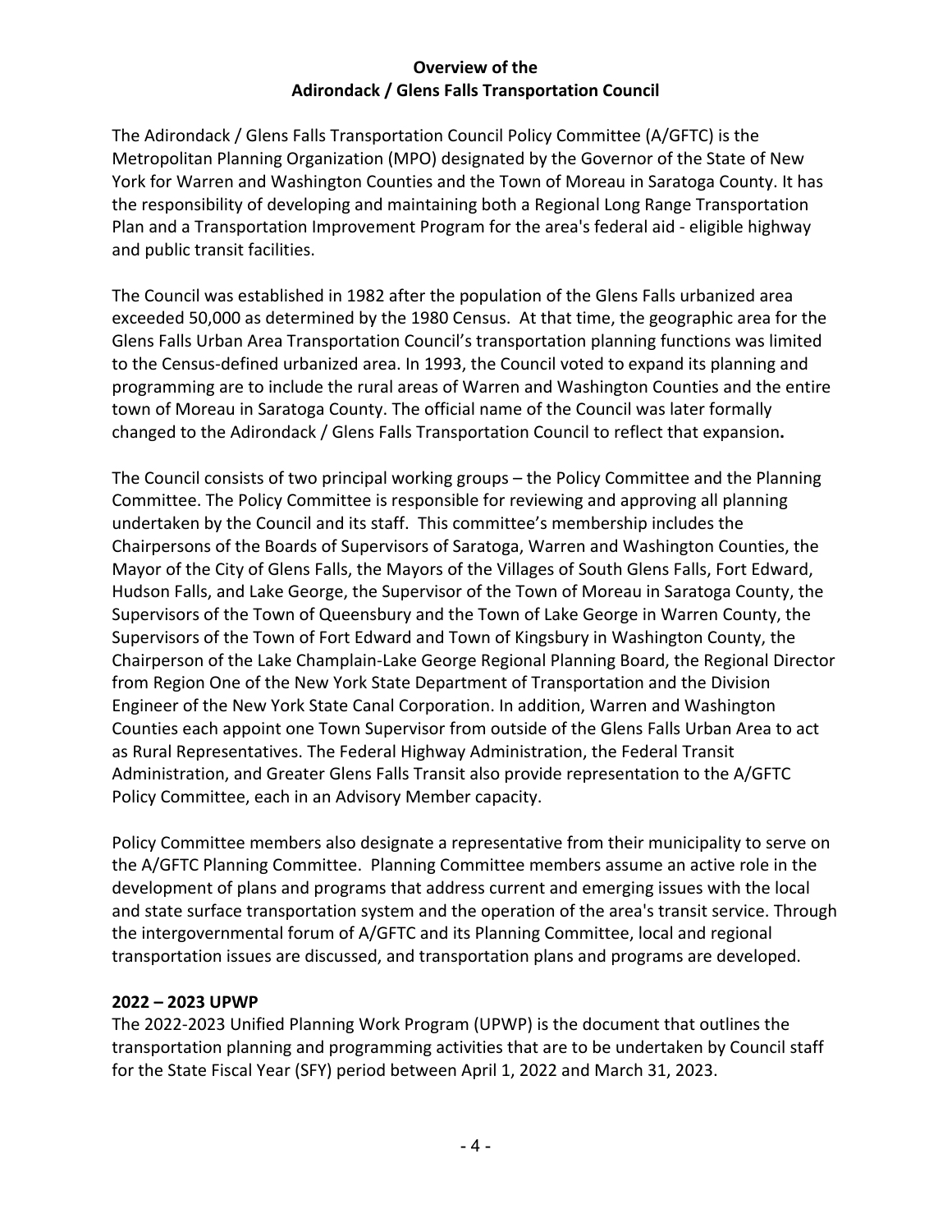# Overview of the Adirondack / Glens Falls Transportation Council

The Adirondack / Glens Falls Transportation Council Policy Committee (A/GFTC) is the Metropolitan Planning Organization (MPO) designated by the Governor of the State of New York for Warren and Washington Counties and the Town of Moreau in Saratoga County. It has the responsibility of developing and maintaining both a Regional Long Range Transportation Plan and a Transportation Improvement Program for the area's federal aid - eligible highway and public transit facilities.

The Council was established in 1982 after the population of the Glens Falls urbanized area exceeded 50,000 as determined by the 1980 Census. At that time, the geographic area for the Glens Falls Urban Area Transportation Council's transportation planning functions was limited to the Census-defined urbanized area. In 1993, the Council voted to expand its planning and programming are to include the rural areas of Warren and Washington Counties and the entire town of Moreau in Saratoga County. The official name of the Council was later formally changed to the Adirondack / Glens Falls Transportation Council to reflect that expansion**.**

The Council consists of two principal working groups – the Policy Committee and the Planning Committee. The Policy Committee is responsible for reviewing and approving all planning undertaken by the Council and its staff. This committee's membership includes the Chairpersons of the Boards of Supervisors of Saratoga, Warren and Washington Counties, the Mayor of the City of Glens Falls, the Mayors of the Villages of South Glens Falls, Fort Edward, Hudson Falls, and Lake George, the Supervisor of the Town of Moreau in Saratoga County, the Supervisors of the Town of Queensbury and the Town of Lake George in Warren County, the Supervisors of the Town of Fort Edward and Town of Kingsbury in Washington County, the Chairperson of the Lake Champlain-Lake George Regional Planning Board, the Regional Director from Region One of the New York State Department of Transportation and the Division Engineer of the New York State Canal Corporation. In addition, Warren and Washington Counties each appoint one Town Supervisor from outside of the Glens Falls Urban Area to act as Rural Representatives. The Federal Highway Administration, the Federal Transit Administration, and Greater Glens Falls Transit also provide representation to the A/GFTC Policy Committee, each in an Advisory Member capacity.

Policy Committee members also designate a representative from their municipality to serve on the A/GFTC Planning Committee. Planning Committee members assume an active role in the development of plans and programs that address current and emerging issues with the local and state surface transportation system and the operation of the area's transit service. Through the intergovernmental forum of A/GFTC and its Planning Committee, local and regional transportation issues are discussed, and transportation plans and programs are developed.

## 2022 – 2023 UPWP

The 2022-2023 Unified Planning Work Program (UPWP) is the document that outlines the transportation planning and programming activities that are to be undertaken by Council staff for the State Fiscal Year (SFY) period between April 1, 2022 and March 31, 2023.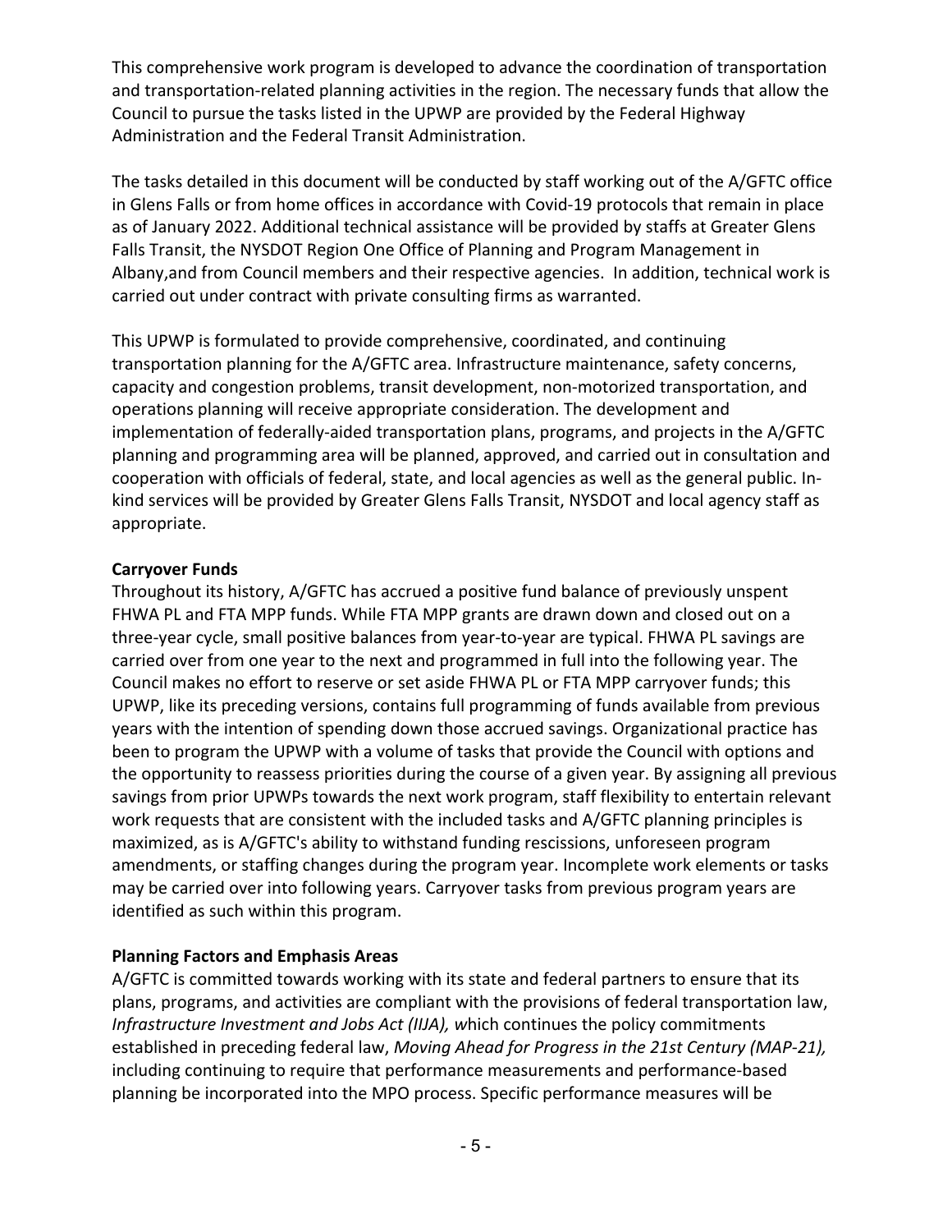This comprehensive work program is developed to advance the coordination of transportation and transportation-related planning activities in the region. The necessary funds that allow the Council to pursue the tasks listed in the UPWP are provided by the Federal Highway Administration and the Federal Transit Administration.

The tasks detailed in this document will be conducted by staff working out of the A/GFTC office in Glens Falls or from home offices in accordance with Covid-19 protocols that remain in place as of January 2022. Additional technical assistance will be provided by staffs at Greater Glens Falls Transit, the NYSDOT Region One Office of Planning and Program Management in Albany,and from Council members and their respective agencies. In addition, technical work is carried out under contract with private consulting firms as warranted.

This UPWP is formulated to provide comprehensive, coordinated, and continuing transportation planning for the A/GFTC area. Infrastructure maintenance, safety concerns, capacity and congestion problems, transit development, non-motorized transportation, and operations planning will receive appropriate consideration. The development and implementation of federally-aided transportation plans, programs, and projects in the A/GFTC planning and programming area will be planned, approved, and carried out in consultation and cooperation with officials of federal, state, and local agencies as well as the general public. In-kind services will be provided by Greater Glens Falls Transit, NYSDOT and local agency staff as appropriate.

**Carryover Funds**

Throughout its history, A/GFTC has accrued a positive fund balance of previously unspent FHWA PL and FTA MPP funds. While FTA MPP grants are drawn down and closed out on a three-year cycle, small positive balances from year-to-year are typical. FHWA PL savings are carried over from one year to the next and programmed in full into the following year. The Council makes no effort to reserve or set aside FHWA PL or FTA MPP carryover funds; this UPWP, like its preceding versions, contains full programming of funds available from previous years with the intention of spending down those accrued savings. Organizational practice has been to program the UPWP with a volume of tasks that provide the Council with options and the opportunity to reassess priorities during the course of a given year. By assigning all previous savings from prior UPWPs towards the next work program, staff flexibility to entertain relevant work requests that are consistent with the included tasks and A/GFTC planning principles is maximized, as is A/GFTC's ability to withstand funding rescissions, unforeseen program amendments, or staffing changes during the program year. Incomplete work elements or tasks may be carried over into following years. Carryover tasks from previous program years are identified as such within this program.

**Planning Factors and Emphasis Areas**

A/GFTC is committed towards working with its state and federal partners to ensure that its plans, programs, and activities are compliant with the provisions of federal transportation law, *Infrastructure Investment and Jobs Act (IIJA),* which continues the policy commitments established in preceding federal law, *Moving Ahead for Progress in the 21st Century (MAP-21),* including continuing to require that performance measurements and performance-based planning be incorporated into the MPO process. Specific performance measures will be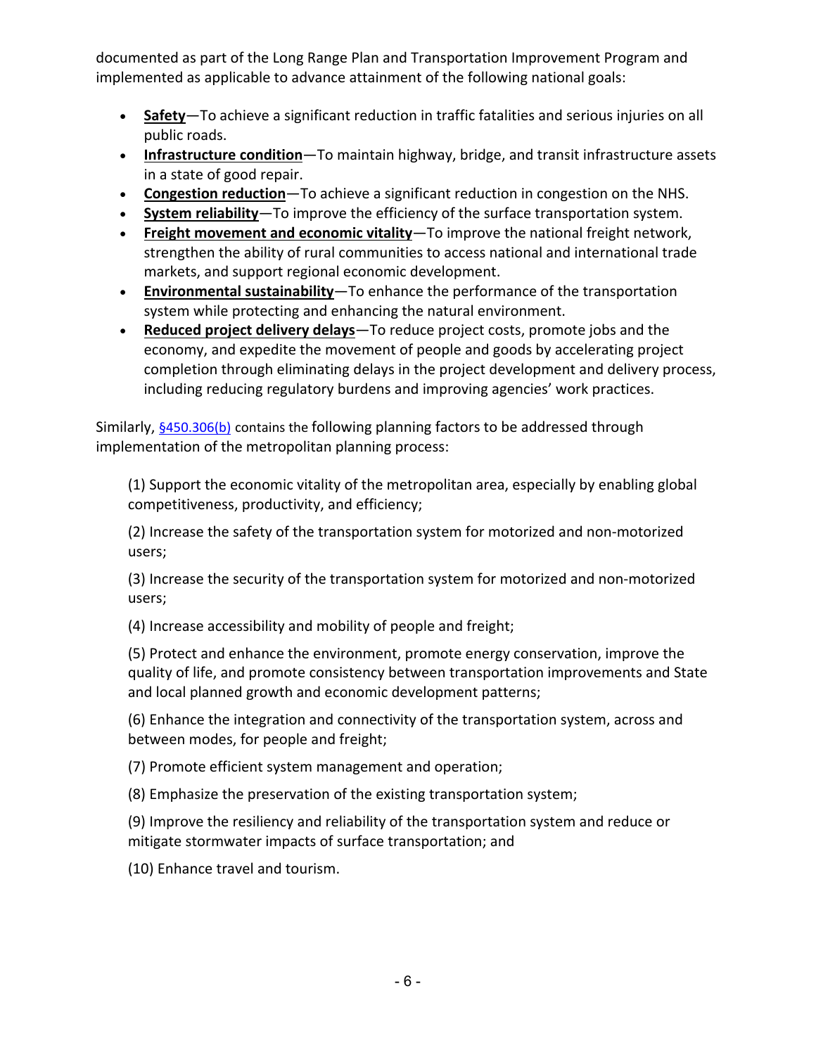documented as part of the Long Range Plan and Transportation Improvement Program and implemented as applicable to advance attainment of the following national goals:

- **Safety**—To achieve a significant reduction in traffic fatalities and serious injuries on all public roads.
- **Infrastructure condition**—To maintain highway, bridge, and transit infrastructure assets in a state of good repair.
- **Congestion reduction**—To achieve a significant reduction in congestion on the NHS.
- **System reliability**—To improve the efficiency of the surface transportation system.
- **Freight movement and economic vitality**—To improve the national freight network, strengthen the ability of rural communities to access national and international trade markets, and support regional economic development.
- **Environmental sustainability**—To enhance the performance of the transportation system while protecting and enhancing the natural environment.
- **Reduced project delivery delays**—To reduce project costs, promote jobs and the economy, and expedite the movement of people and goods by accelerating project completion through eliminating delays in the project development and delivery process, including reducing regulatory burdens and improving agencies' work practices.

Similarly, §450.306(b) contains the following planning factors to be addressed through implementation of the metropolitan planning process:

(1) Support the economic vitality of the metropolitan area, especially by enabling global competitiveness, productivity, and efficiency;

(2) Increase the safety of the transportation system for motorized and non-motorized users;

(3) Increase the security of the transportation system for motorized and non-motorized users;

(4) Increase accessibility and mobility of people and freight;

(5) Protect and enhance the environment, promote energy conservation, improve the quality of life, and promote consistency between transportation improvements and State and local planned growth and economic development patterns;

(6) Enhance the integration and connectivity of the transportation system, across and between modes, for people and freight;

(7) Promote efficient system management and operation;

(8) Emphasize the preservation of the existing transportation system;

(9) Improve the resiliency and reliability of the transportation system and reduce or mitigate stormwater impacts of surface transportation; and

(10) Enhance travel and tourism.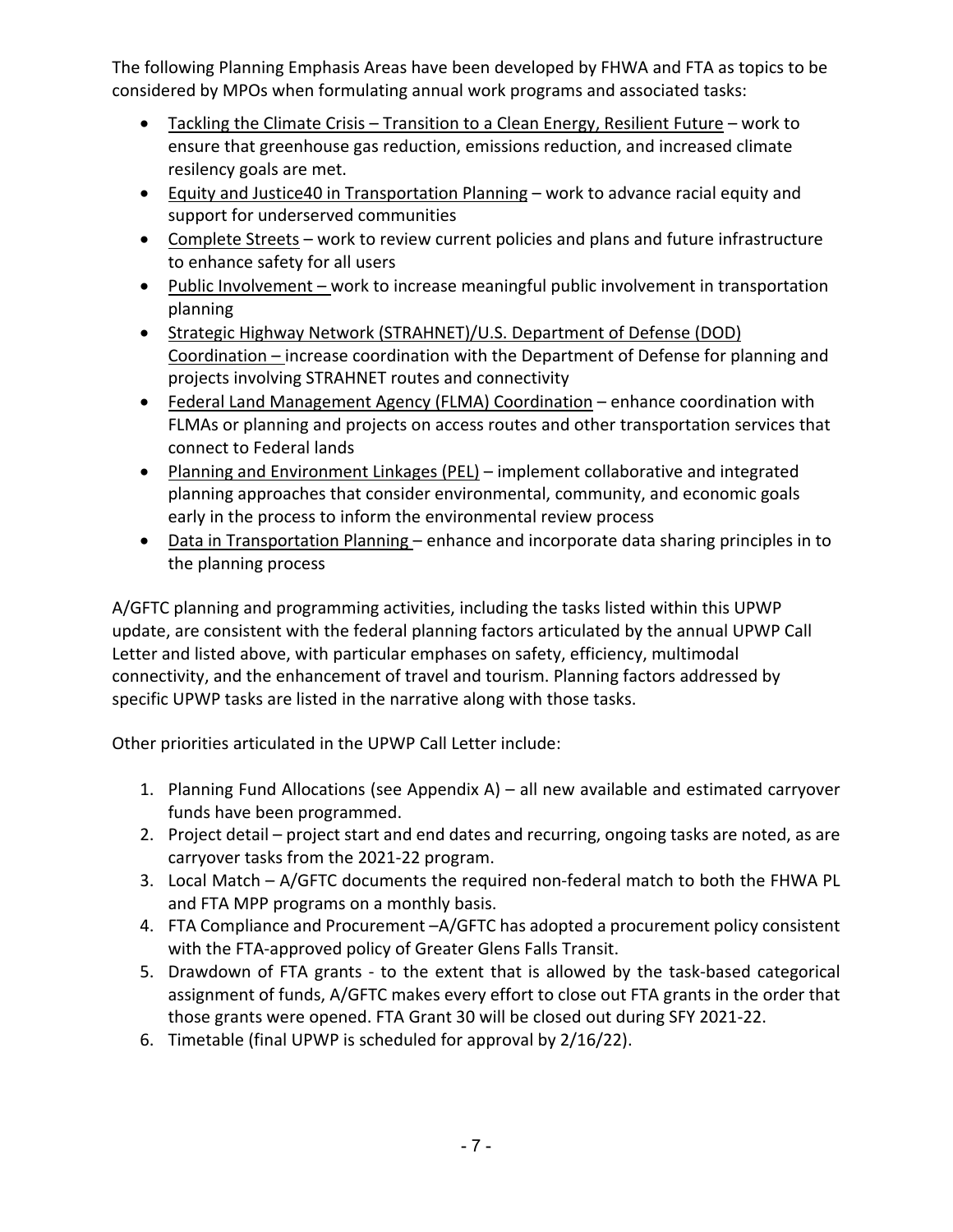The following Planning Emphasis Areas have been developed by FHWA and FTA as topics to be considered by MPOs when formulating annual work programs and associated tasks:

- Tackling the Climate Crisis – Transition to a Clean Energy, Resilient Future – work to ensure that greenhouse gas reduction, emissions reduction, and increased climate resiliency goals are met.
- Equity and Justice40 in Transportation Planning – work to advance racial equity and support for underserved communities
- Complete Streets – work to review current policies and plans and future infrastructure to enhance safety for all users
- Public Involvement – work to increase meaningful public involvement in transportation planning
- Strategic Highway Network (STRAHNET)/U.S. Department of Defense (DOD) Coordination – increase coordination with the Department of Defense for planning and projects involving STRAHNET routes and connectivity
- Federal Land Management Agency (FLMA) Coordination – enhance coordination with FLMAs or planning and projects on access routes and other transportation services that connect to Federal lands
- Planning and Environment Linkages (PEL) – implement collaborative and integrated planning approaches that consider environmental, community, and economic goals early in the process to inform the environmental review process
- Data in Transportation Planning – enhance and incorporate data sharing principles in to the planning process

A/GFTC planning and programming activities, including the tasks listed within this UPWP update, are consistent with the federal planning factors articulated by the annual UPWP Call Letter and listed above, with particular emphases on safety, efficiency, multimodal connectivity, and the enhancement of travel and tourism. Planning factors addressed by specific UPWP tasks are listed in the narrative along with those tasks.

Other priorities articulated in the UPWP Call Letter include:

1. Planning Fund Allocations (see Appendix A) – all new available and estimated carryover funds have been programmed.
2. Project detail – project start and end dates and recurring, ongoing tasks are noted, as are carryover tasks from the 2021-22 program.
3. Local Match – A/GFTC documents the required non-federal match to both the FHWA PL and FTA MPP programs on a monthly basis.
4. FTA Compliance and Procurement –A/GFTC has adopted a procurement policy consistent with the FTA-approved policy of Greater Glens Falls Transit.
5. Drawdown of FTA grants - to the extent that is allowed by the task-based categorical assignment of funds, A/GFTC makes every effort to close out FTA grants in the order that those grants were opened. FTA Grant 30 will be closed out during SFY 2021-22.
6. Timetable (final UPWP is scheduled for approval by 2/16/22).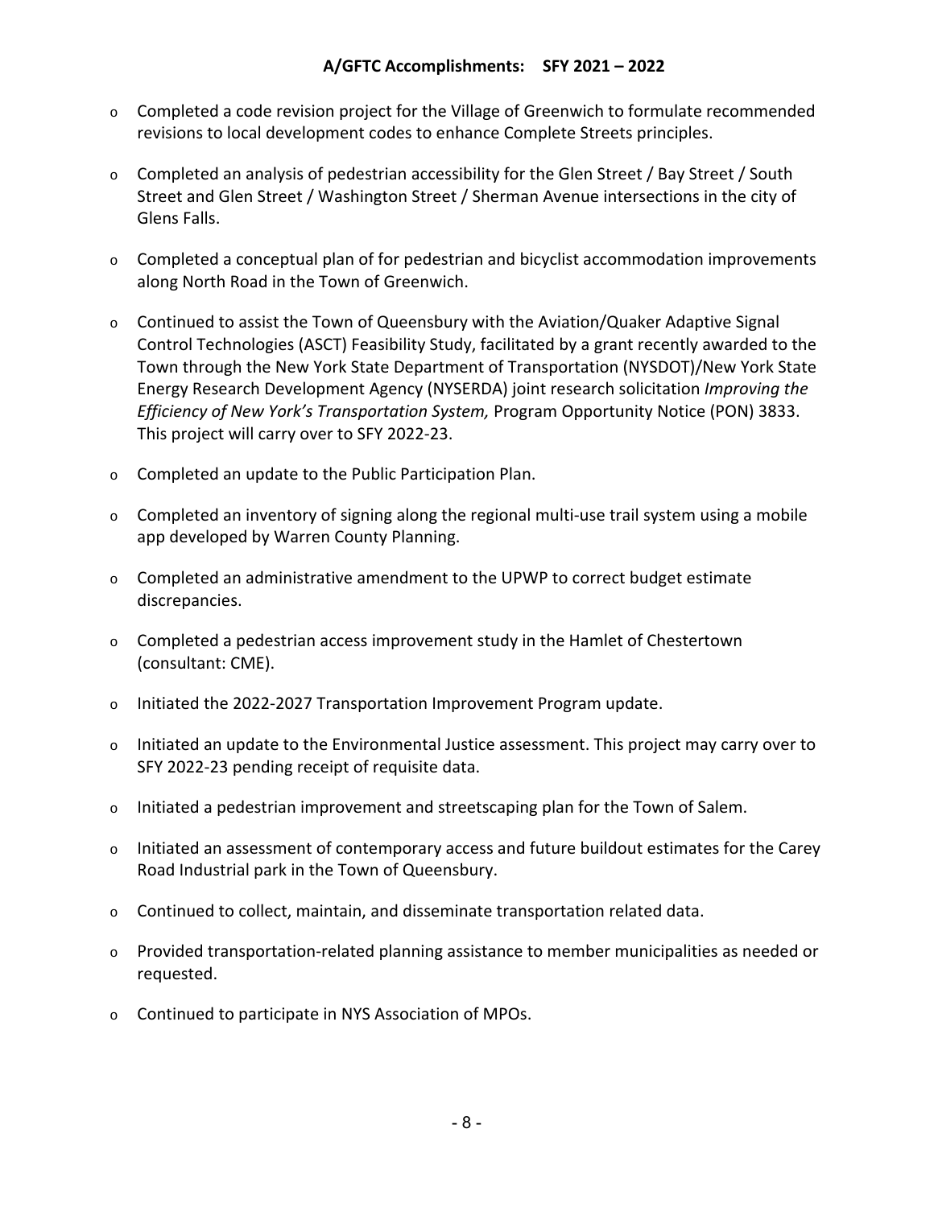## A/GFTC Accomplishments: SFY 2021 – 2022

- Completed a code revision project for the Village of Greenwich to formulate recommended revisions to local development codes to enhance Complete Streets principles.
- Completed an analysis of pedestrian accessibility for the Glen Street / Bay Street / South Street and Glen Street / Washington Street / Sherman Avenue intersections in the city of Glens Falls.
- Completed a conceptual plan of for pedestrian and bicyclist accommodation improvements along North Road in the Town of Greenwich.
- Continued to assist the Town of Queensbury with the Aviation/Quaker Adaptive Signal Control Technologies (ASCT) Feasibility Study, facilitated by a grant recently awarded to the Town through the New York State Department of Transportation (NYSDOT)/New York State Energy Research Development Agency (NYSERDA) joint research solicitation *Improving the Efficiency of New York's Transportation System,* Program Opportunity Notice (PON) 3833. This project will carry over to SFY 2022-23.
- Completed an update to the Public Participation Plan.
- Completed an inventory of signing along the regional multi-use trail system using a mobile app developed by Warren County Planning.
- Completed an administrative amendment to the UPWP to correct budget estimate discrepancies.
- Completed a pedestrian access improvement study in the Hamlet of Chestertown (consultant: CME).
- Initiated the 2022-2027 Transportation Improvement Program update.
- Initiated an update to the Environmental Justice assessment. This project may carry over to SFY 2022-23 pending receipt of requisite data.
- Initiated a pedestrian improvement and streetscaping plan for the Town of Salem.
- Initiated an assessment of contemporary access and future buildout estimates for the Carey Road Industrial park in the Town of Queensbury.
- Continued to collect, maintain, and disseminate transportation related data.
- Provided transportation-related planning assistance to member municipalities as needed or requested.
- Continued to participate in NYS Association of MPOs.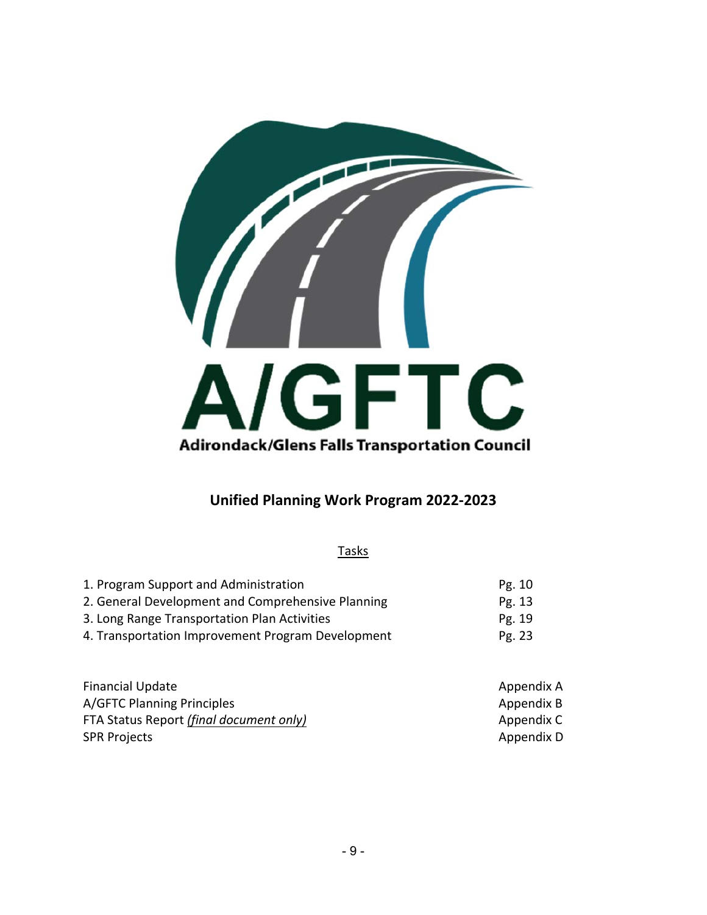A/GFTC

Adirondack/Glens Falls Transportation Council

## Unified Planning Work Program 2022-2023

Tasks

| | |
|---|---|
| 1. Program Support and Administration | Pg. 10 |
| 2. General Development and Comprehensive Planning | Pg. 13 |
| 3. Long Range Transportation Plan Activities | Pg. 19 |
| 4. Transportation Improvement Program Development | Pg. 23 |

| | |
|---|---|
| Financial Update | Appendix A |
| A/GFTC Planning Principles | Appendix B |
| FTA Status Report *(final document only)* | Appendix C |
| SPR Projects | Appendix D |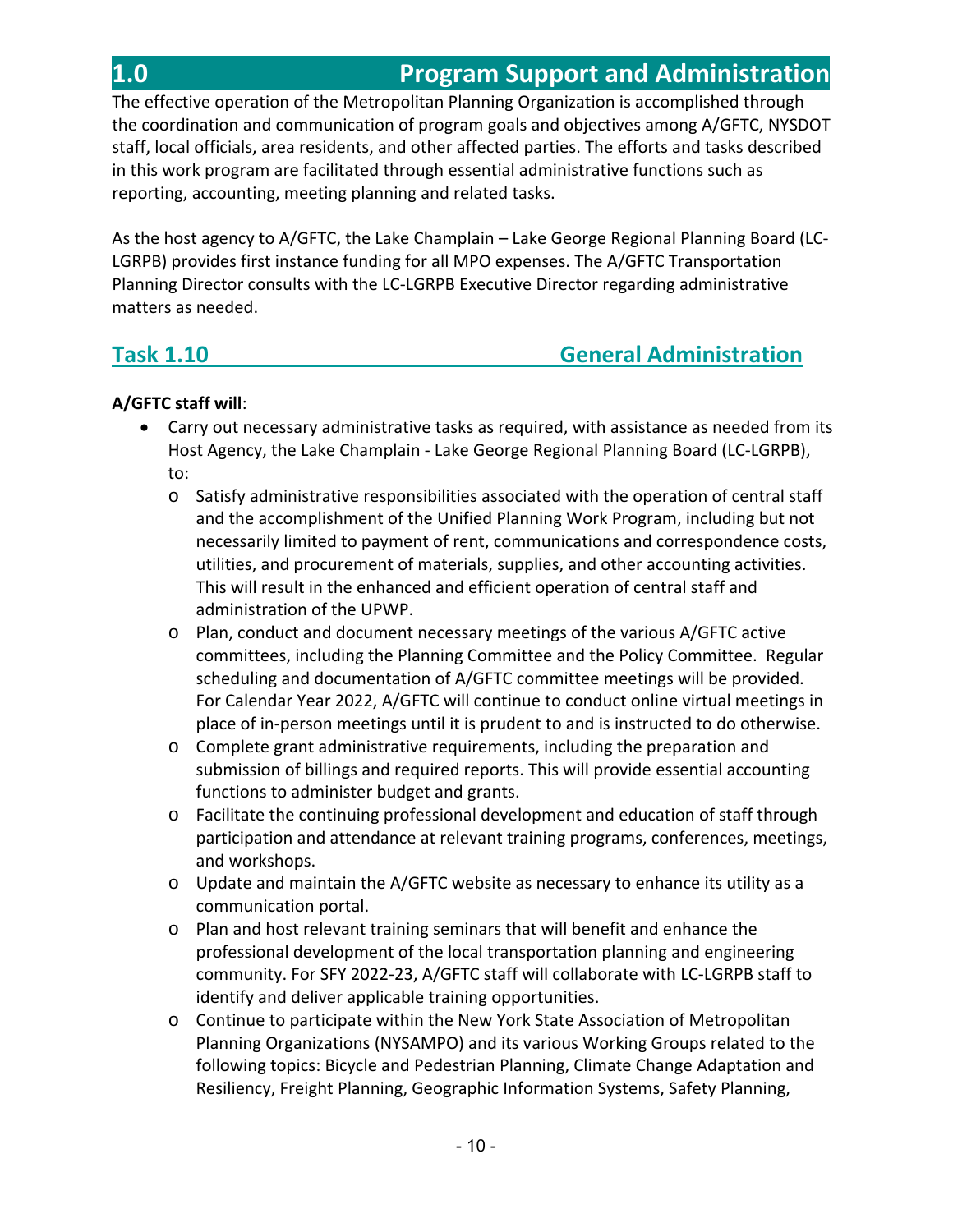# 1.0 Program Support and Administration

The effective operation of the Metropolitan Planning Organization is accomplished through the coordination and communication of program goals and objectives among A/GFTC, NYSDOT staff, local officials, area residents, and other affected parties. The efforts and tasks described in this work program are facilitated through essential administrative functions such as reporting, accounting, meeting planning and related tasks.

As the host agency to A/GFTC, the Lake Champlain – Lake George Regional Planning Board (LC-LGRPB) provides first instance funding for all MPO expenses. The A/GFTC Transportation Planning Director consults with the LC-LGRPB Executive Director regarding administrative matters as needed.

## Task 1.10 General Administration

**A/GFTC staff will**:

- Carry out necessary administrative tasks as required, with assistance as needed from its Host Agency, the Lake Champlain - Lake George Regional Planning Board (LC-LGRPB), to:
  - Satisfy administrative responsibilities associated with the operation of central staff and the accomplishment of the Unified Planning Work Program, including but not necessarily limited to payment of rent, communications and correspondence costs, utilities, and procurement of materials, supplies, and other accounting activities. This will result in the enhanced and efficient operation of central staff and administration of the UPWP.
  - Plan, conduct and document necessary meetings of the various A/GFTC active committees, including the Planning Committee and the Policy Committee. Regular scheduling and documentation of A/GFTC committee meetings will be provided. For Calendar Year 2022, A/GFTC will continue to conduct online virtual meetings in place of in-person meetings until it is prudent to and is instructed to do otherwise.
  - Complete grant administrative requirements, including the preparation and submission of billings and required reports. This will provide essential accounting functions to administer budget and grants.
  - Facilitate the continuing professional development and education of staff through participation and attendance at relevant training programs, conferences, meetings, and workshops.
  - Update and maintain the A/GFTC website as necessary to enhance its utility as a communication portal.
  - Plan and host relevant training seminars that will benefit and enhance the professional development of the local transportation planning and engineering community. For SFY 2022-23, A/GFTC staff will collaborate with LC-LGRPB staff to identify and deliver applicable training opportunities.
  - Continue to participate within the New York State Association of Metropolitan Planning Organizations (NYSAMPO) and its various Working Groups related to the following topics: Bicycle and Pedestrian Planning, Climate Change Adaptation and Resiliency, Freight Planning, Geographic Information Systems, Safety Planning,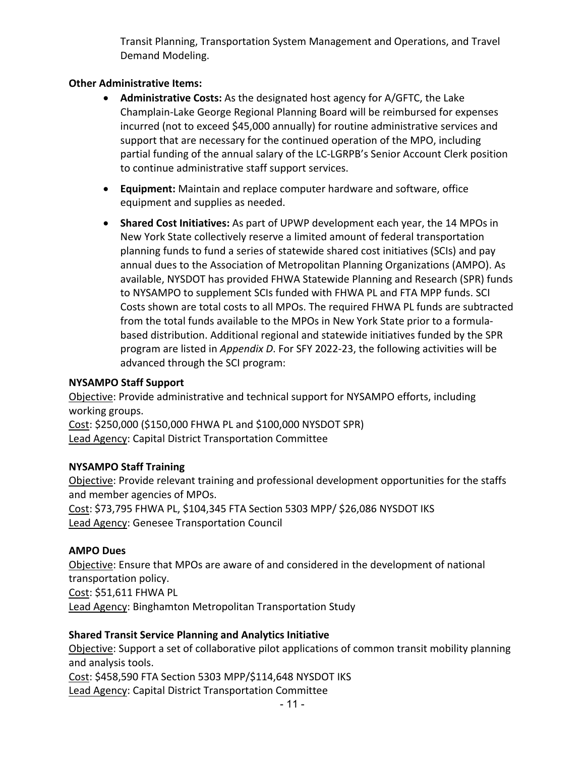Transit Planning, Transportation System Management and Operations, and Travel Demand Modeling.

**Other Administrative Items:**

- **Administrative Costs:** As the designated host agency for A/GFTC, the Lake Champlain-Lake George Regional Planning Board will be reimbursed for expenses incurred (not to exceed $45,000 annually) for routine administrative services and support that are necessary for the continued operation of the MPO, including partial funding of the annual salary of the LC-LGRPB's Senior Account Clerk position to continue administrative staff support services.
- **Equipment:** Maintain and replace computer hardware and software, office equipment and supplies as needed.
- **Shared Cost Initiatives:** As part of UPWP development each year, the 14 MPOs in New York State collectively reserve a limited amount of federal transportation planning funds to fund a series of statewide shared cost initiatives (SCIs) and pay annual dues to the Association of Metropolitan Planning Organizations (AMPO). As available, NYSDOT has provided FHWA Statewide Planning and Research (SPR) funds to NYSAMPO to supplement SCIs funded with FHWA PL and FTA MPP funds. SCI Costs shown are total costs to all MPOs. The required FHWA PL funds are subtracted from the total funds available to the MPOs in New York State prior to a formula-based distribution. Additional regional and statewide initiatives funded by the SPR program are listed in *Appendix D*. For SFY 2022-23, the following activities will be advanced through the SCI program:

**NYSAMPO Staff Support**

Objective: Provide administrative and technical support for NYSAMPO efforts, including working groups.
Cost: $250,000 ($150,000 FHWA PL and $100,000 NYSDOT SPR)
Lead Agency: Capital District Transportation Committee

**NYSAMPO Staff Training**

Objective: Provide relevant training and professional development opportunities for the staffs and member agencies of MPOs.
Cost: $73,795 FHWA PL, $104,345 FTA Section 5303 MPP/ $26,086 NYSDOT IKS
Lead Agency: Genesee Transportation Council

**AMPO Dues**

Objective: Ensure that MPOs are aware of and considered in the development of national transportation policy.
Cost: $51,611 FHWA PL
Lead Agency: Binghamton Metropolitan Transportation Study

**Shared Transit Service Planning and Analytics Initiative**

Objective: Support a set of collaborative pilot applications of common transit mobility planning and analysis tools.
Cost: $458,590 FTA Section 5303 MPP/$114,648 NYSDOT IKS
Lead Agency: Capital District Transportation Committee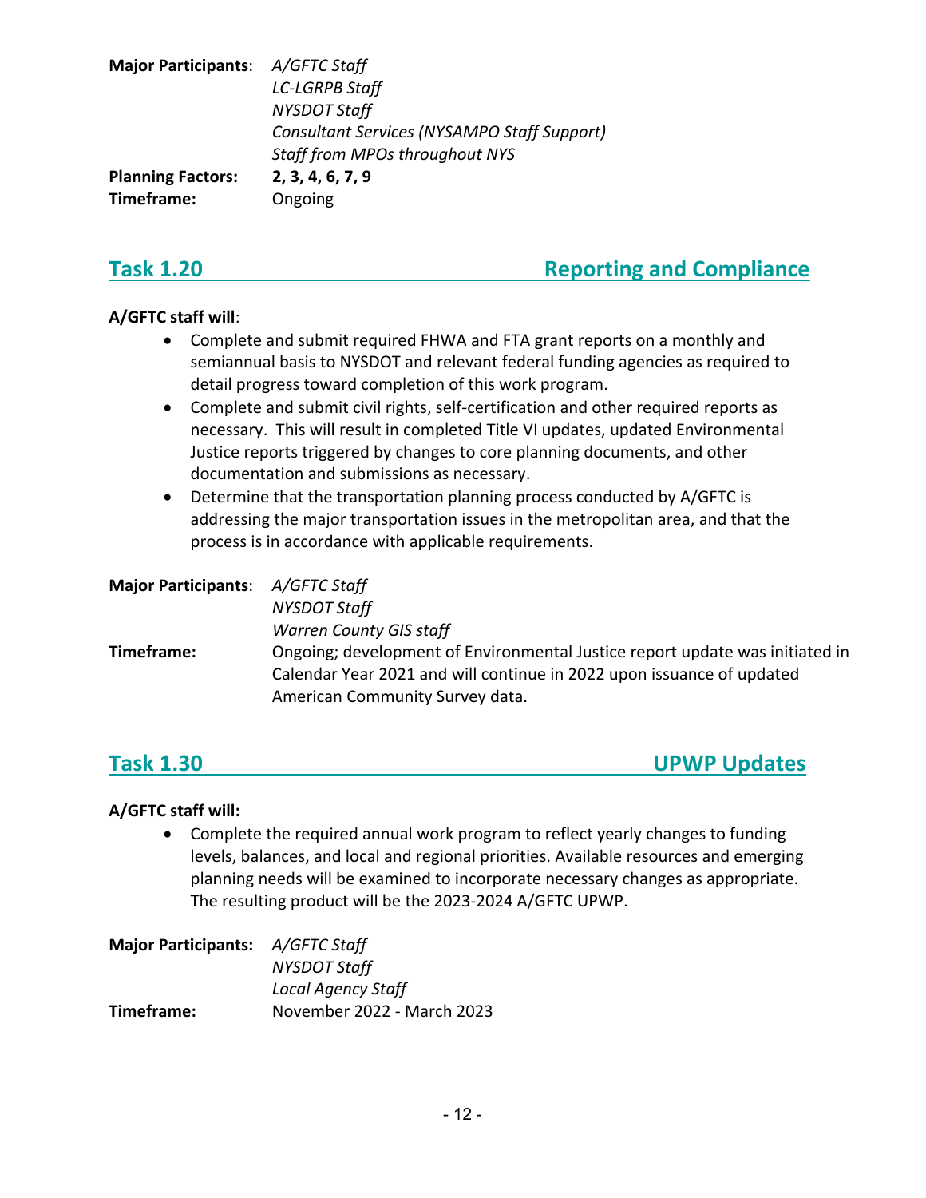**Major Participants**: *A/GFTC Staff*
*LC-LGRPB Staff*
*NYSDOT Staff*
*Consultant Services (NYSAMPO Staff Support)*
*Staff from MPOs throughout NYS*
**Planning Factors:** **2, 3, 4, 6, 7, 9**
**Timeframe:** Ongoing

## Task 1.20 Reporting and Compliance

**A/GFTC staff will**:

- Complete and submit required FHWA and FTA grant reports on a monthly and semiannual basis to NYSDOT and relevant federal funding agencies as required to detail progress toward completion of this work program.
- Complete and submit civil rights, self-certification and other required reports as necessary. This will result in completed Title VI updates, updated Environmental Justice reports triggered by changes to core planning documents, and other documentation and submissions as necessary.
- Determine that the transportation planning process conducted by A/GFTC is addressing the major transportation issues in the metropolitan area, and that the process is in accordance with applicable requirements.

**Major Participants**: *A/GFTC Staff*
*NYSDOT Staff*
*Warren County GIS staff*
**Timeframe:** Ongoing; development of Environmental Justice report update was initiated in Calendar Year 2021 and will continue in 2022 upon issuance of updated American Community Survey data.

## Task 1.30 UPWP Updates

**A/GFTC staff will:**

- Complete the required annual work program to reflect yearly changes to funding levels, balances, and local and regional priorities. Available resources and emerging planning needs will be examined to incorporate necessary changes as appropriate. The resulting product will be the 2023-2024 A/GFTC UPWP.

**Major Participants:** *A/GFTC Staff*
*NYSDOT Staff*
*Local Agency Staff*
**Timeframe:** November 2022 - March 2023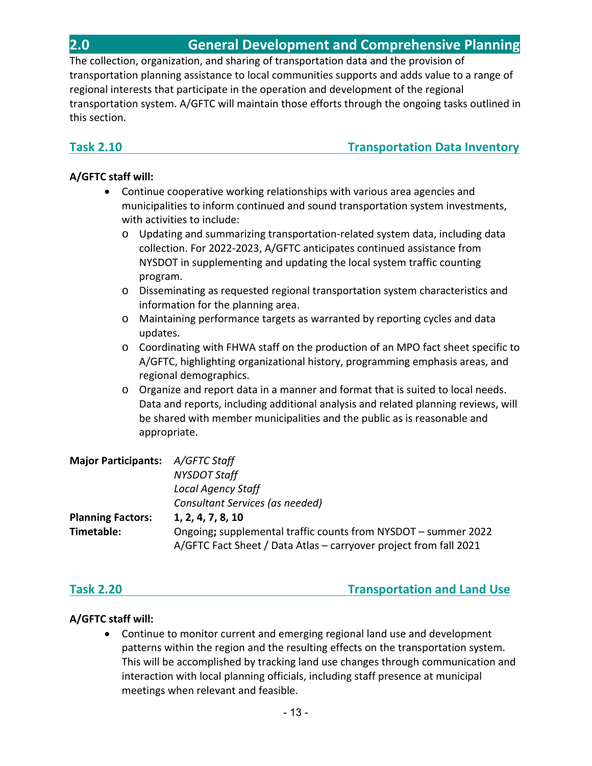## 2.0 General Development and Comprehensive Planning

The collection, organization, and sharing of transportation data and the provision of transportation planning assistance to local communities supports and adds value to a range of regional interests that participate in the operation and development of the regional transportation system. A/GFTC will maintain those efforts through the ongoing tasks outlined in this section.

### Task 2.10 Transportation Data Inventory

**A/GFTC staff will:**

- Continue cooperative working relationships with various area agencies and municipalities to inform continued and sound transportation system investments, with activities to include:
  - Updating and summarizing transportation-related system data, including data collection. For 2022-2023, A/GFTC anticipates continued assistance from NYSDOT in supplementing and updating the local system traffic counting program.
  - Disseminating as requested regional transportation system characteristics and information for the planning area.
  - Maintaining performance targets as warranted by reporting cycles and data updates.
  - Coordinating with FHWA staff on the production of an MPO fact sheet specific to A/GFTC, highlighting organizational history, programming emphasis areas, and regional demographics.
  - Organize and report data in a manner and format that is suited to local needs. Data and reports, including additional analysis and related planning reviews, will be shared with member municipalities and the public as is reasonable and appropriate.

**Major Participants:** *A/GFTC Staff*
*NYSDOT Staff*
*Local Agency Staff*
*Consultant Services (as needed)*

**Planning Factors:** **1, 2, 4, 7, 8, 10**

**Timetable:** Ongoing**;** supplemental traffic counts from NYSDOT – summer 2022
A/GFTC Fact Sheet / Data Atlas – carryover project from fall 2021

### Task 2.20 Transportation and Land Use

**A/GFTC staff will:**

- Continue to monitor current and emerging regional land use and development patterns within the region and the resulting effects on the transportation system. This will be accomplished by tracking land use changes through communication and interaction with local planning officials, including staff presence at municipal meetings when relevant and feasible.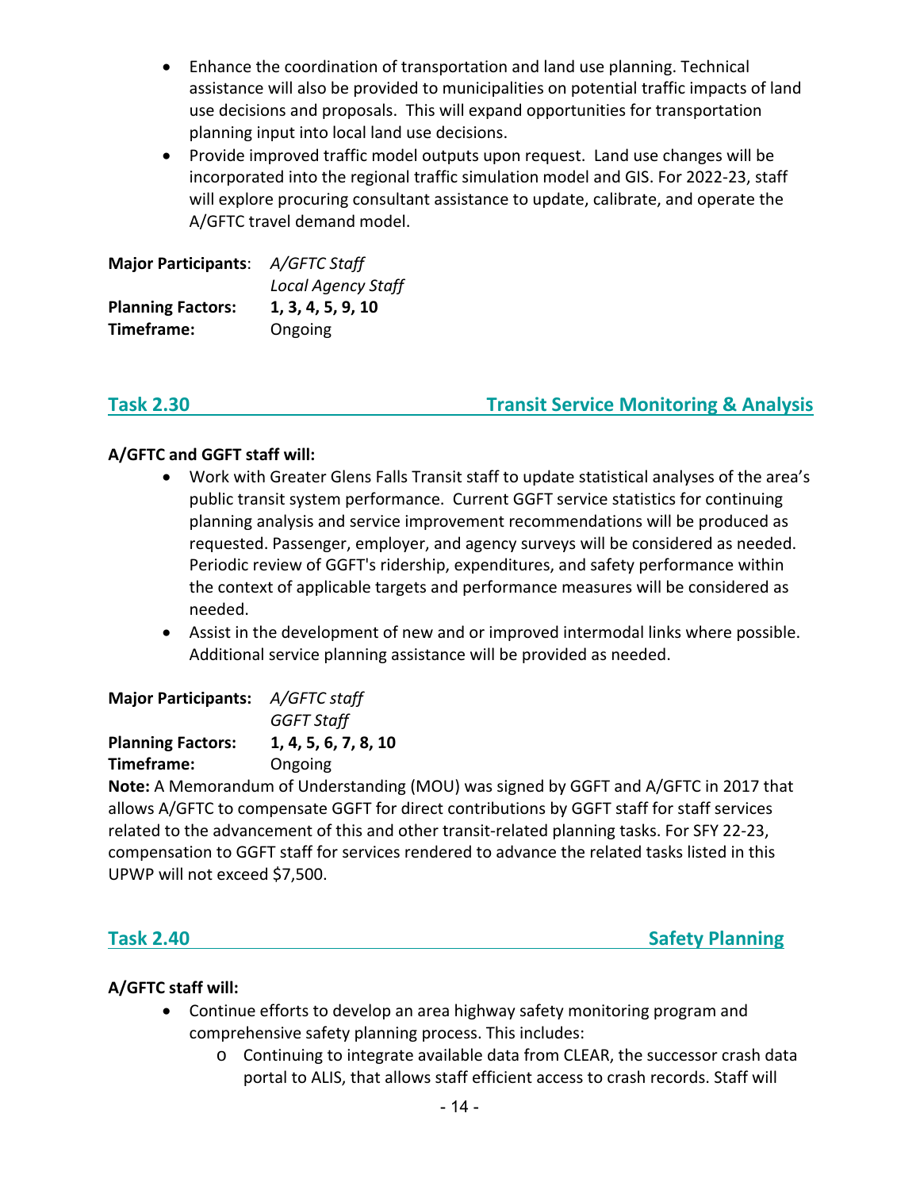- Enhance the coordination of transportation and land use planning. Technical assistance will also be provided to municipalities on potential traffic impacts of land use decisions and proposals. This will expand opportunities for transportation planning input into local land use decisions.
- Provide improved traffic model outputs upon request. Land use changes will be incorporated into the regional traffic simulation model and GIS. For 2022-23, staff will explore procuring consultant assistance to update, calibrate, and operate the A/GFTC travel demand model.

**Major Participants**: *A/GFTC Staff*
*Local Agency Staff*
**Planning Factors: 1, 3, 4, 5, 9, 10**
**Timeframe:** Ongoing

## Task 2.30 Transit Service Monitoring & Analysis

**A/GFTC and GGFT staff will:**

- Work with Greater Glens Falls Transit staff to update statistical analyses of the area's public transit system performance. Current GGFT service statistics for continuing planning analysis and service improvement recommendations will be produced as requested. Passenger, employer, and agency surveys will be considered as needed. Periodic review of GGFT's ridership, expenditures, and safety performance within the context of applicable targets and performance measures will be considered as needed.
- Assist in the development of new and or improved intermodal links where possible. Additional service planning assistance will be provided as needed.

**Major Participants:** *A/GFTC staff*
*GGFT Staff*
**Planning Factors: 1, 4, 5, 6, 7, 8, 10**
**Timeframe:** Ongoing

**Note:** A Memorandum of Understanding (MOU) was signed by GGFT and A/GFTC in 2017 that allows A/GFTC to compensate GGFT for direct contributions by GGFT staff for staff services related to the advancement of this and other transit-related planning tasks. For SFY 22-23, compensation to GGFT staff for services rendered to advance the related tasks listed in this UPWP will not exceed $7,500.

## Task 2.40 Safety Planning

**A/GFTC staff will:**

- Continue efforts to develop an area highway safety monitoring program and comprehensive safety planning process. This includes:
  - Continuing to integrate available data from CLEAR, the successor crash data portal to ALIS, that allows staff efficient access to crash records. Staff will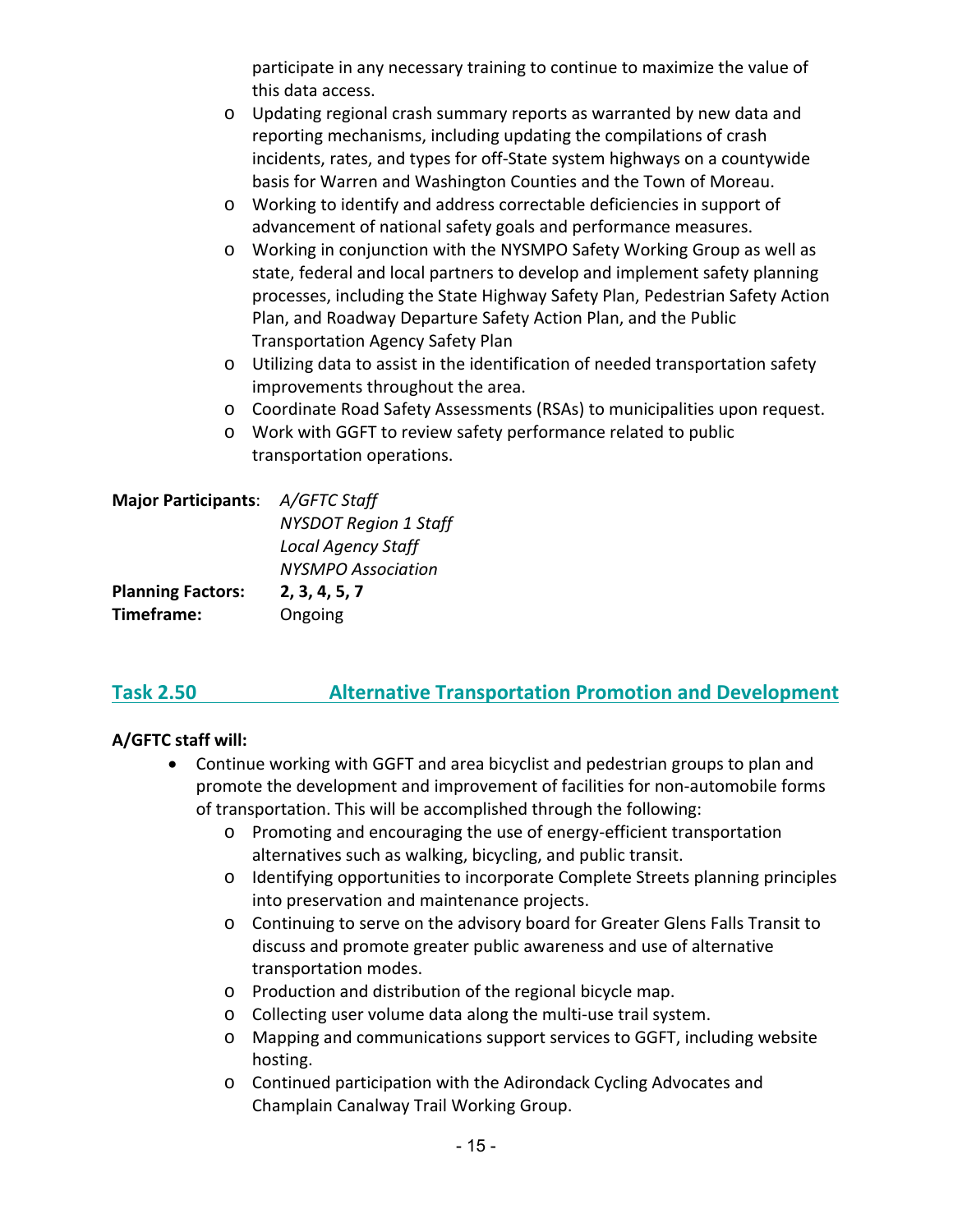participate in any necessary training to continue to maximize the value of this data access.
    - Updating regional crash summary reports as warranted by new data and reporting mechanisms, including updating the compilations of crash incidents, rates, and types for off-State system highways on a countywide basis for Warren and Washington Counties and the Town of Moreau.
    - Working to identify and address correctable deficiencies in support of advancement of national safety goals and performance measures.
    - Working in conjunction with the NYSMPO Safety Working Group as well as state, federal and local partners to develop and implement safety planning processes, including the State Highway Safety Plan, Pedestrian Safety Action Plan, and Roadway Departure Safety Action Plan, and the Public Transportation Agency Safety Plan
    - Utilizing data to assist in the identification of needed transportation safety improvements throughout the area.
    - Coordinate Road Safety Assessments (RSAs) to municipalities upon request.
    - Work with GGFT to review safety performance related to public transportation operations.

**Major Participants**: *A/GFTC Staff*
*NYSDOT Region 1 Staff*
*Local Agency Staff*
*NYSMPO Association*
**Planning Factors:** **2, 3, 4, 5, 7**
**Timeframe:** Ongoing

## Task 2.50 Alternative Transportation Promotion and Development

**A/GFTC staff will:**

- Continue working with GGFT and area bicyclist and pedestrian groups to plan and promote the development and improvement of facilities for non-automobile forms of transportation. This will be accomplished through the following:
    - Promoting and encouraging the use of energy-efficient transportation alternatives such as walking, bicycling, and public transit.
    - Identifying opportunities to incorporate Complete Streets planning principles into preservation and maintenance projects.
    - Continuing to serve on the advisory board for Greater Glens Falls Transit to discuss and promote greater public awareness and use of alternative transportation modes.
    - Production and distribution of the regional bicycle map.
    - Collecting user volume data along the multi-use trail system.
    - Mapping and communications support services to GGFT, including website hosting.
    - Continued participation with the Adirondack Cycling Advocates and Champlain Canalway Trail Working Group.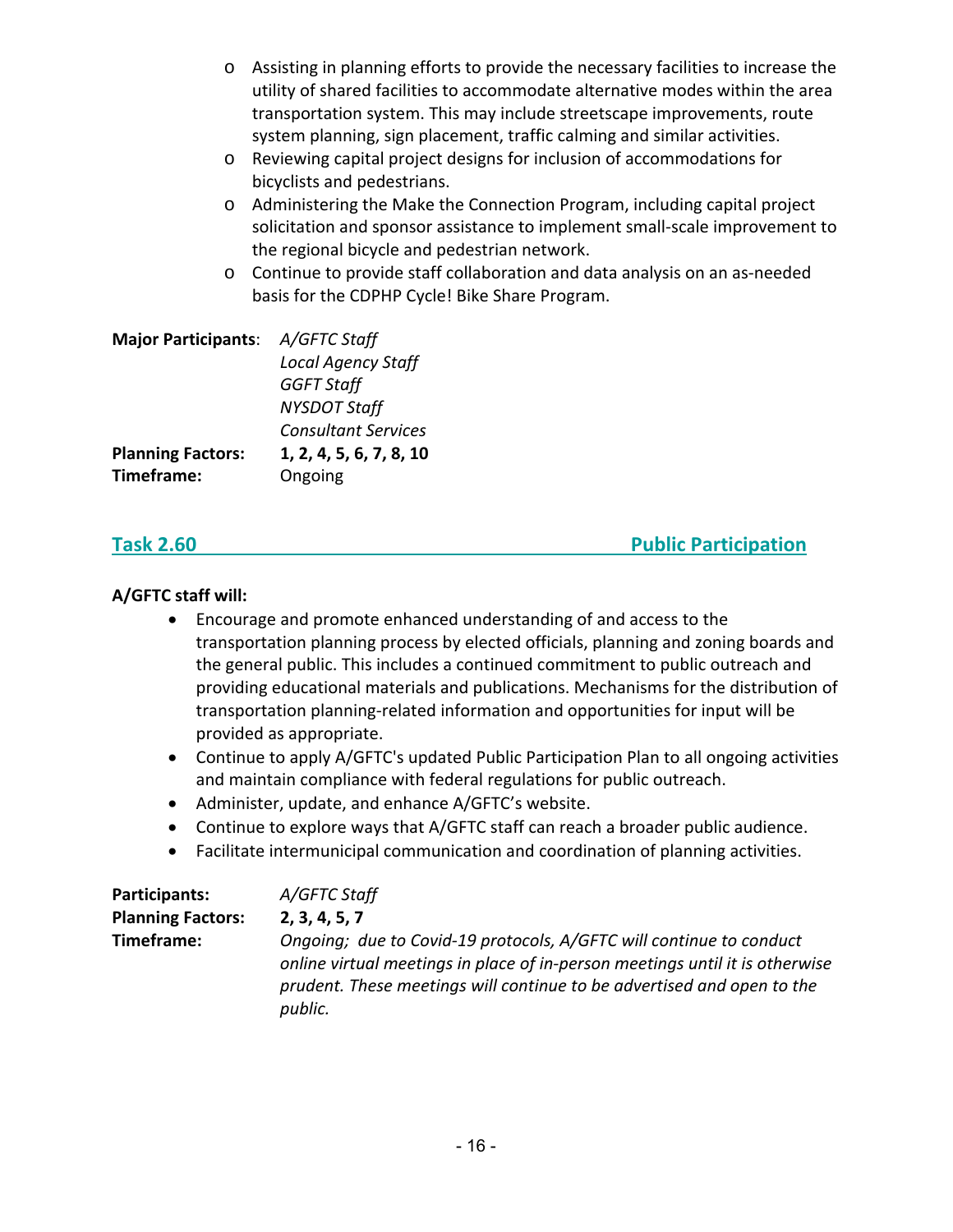- Assisting in planning efforts to provide the necessary facilities to increase the utility of shared facilities to accommodate alternative modes within the area transportation system. This may include streetscape improvements, route system planning, sign placement, traffic calming and similar activities.
- Reviewing capital project designs for inclusion of accommodations for bicyclists and pedestrians.
- Administering the Make the Connection Program, including capital project solicitation and sponsor assistance to implement small-scale improvement to the regional bicycle and pedestrian network.
- Continue to provide staff collaboration and data analysis on an as-needed basis for the CDPHP Cycle! Bike Share Program.

**Major Participants**: *A/GFTC Staff*
*Local Agency Staff*
*GGFT Staff*
*NYSDOT Staff*
*Consultant Services*

**Planning Factors:** **1, 2, 4, 5, 6, 7, 8, 10**

**Timeframe:** Ongoing

## Task 2.60 Public Participation

**A/GFTC staff will:**

- Encourage and promote enhanced understanding of and access to the transportation planning process by elected officials, planning and zoning boards and the general public. This includes a continued commitment to public outreach and providing educational materials and publications. Mechanisms for the distribution of transportation planning-related information and opportunities for input will be provided as appropriate.
- Continue to apply A/GFTC's updated Public Participation Plan to all ongoing activities and maintain compliance with federal regulations for public outreach.
- Administer, update, and enhance A/GFTC's website.
- Continue to explore ways that A/GFTC staff can reach a broader public audience.
- Facilitate intermunicipal communication and coordination of planning activities.

**Participants:** *A/GFTC Staff*

**Planning Factors:** **2, 3, 4, 5, 7**

**Timeframe:** *Ongoing; due to Covid-19 protocols, A/GFTC will continue to conduct online virtual meetings in place of in-person meetings until it is otherwise prudent. These meetings will continue to be advertised and open to the public.*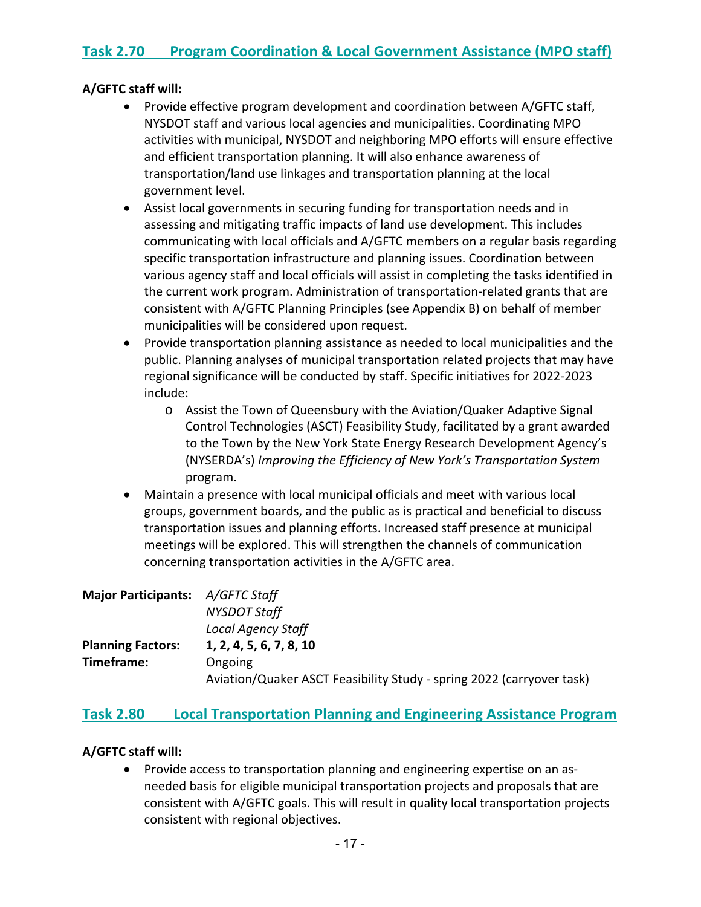## Task 2.70 Program Coordination & Local Government Assistance (MPO staff)

**A/GFTC staff will:**

- Provide effective program development and coordination between A/GFTC staff, NYSDOT staff and various local agencies and municipalities. Coordinating MPO activities with municipal, NYSDOT and neighboring MPO efforts will ensure effective and efficient transportation planning. It will also enhance awareness of transportation/land use linkages and transportation planning at the local government level.
- Assist local governments in securing funding for transportation needs and in assessing and mitigating traffic impacts of land use development. This includes communicating with local officials and A/GFTC members on a regular basis regarding specific transportation infrastructure and planning issues. Coordination between various agency staff and local officials will assist in completing the tasks identified in the current work program. Administration of transportation-related grants that are consistent with A/GFTC Planning Principles (see Appendix B) on behalf of member municipalities will be considered upon request.
- Provide transportation planning assistance as needed to local municipalities and the public. Planning analyses of municipal transportation related projects that may have regional significance will be conducted by staff. Specific initiatives for 2022-2023 include:
  - Assist the Town of Queensbury with the Aviation/Quaker Adaptive Signal Control Technologies (ASCT) Feasibility Study, facilitated by a grant awarded to the Town by the New York State Energy Research Development Agency's (NYSERDA's) *Improving the Efficiency of New York's Transportation System* program.
- Maintain a presence with local municipal officials and meet with various local groups, government boards, and the public as is practical and beneficial to discuss transportation issues and planning efforts. Increased staff presence at municipal meetings will be explored. This will strengthen the channels of communication concerning transportation activities in the A/GFTC area.

**Major Participants:** *A/GFTC Staff*
*NYSDOT Staff*
*Local Agency Staff*
**Planning Factors:** **1, 2, 4, 5, 6, 7, 8, 10**
**Timeframe:** Ongoing
Aviation/Quaker ASCT Feasibility Study - spring 2022 (carryover task)

## Task 2.80 Local Transportation Planning and Engineering Assistance Program

**A/GFTC staff will:**

- Provide access to transportation planning and engineering expertise on an as-needed basis for eligible municipal transportation projects and proposals that are consistent with A/GFTC goals. This will result in quality local transportation projects consistent with regional objectives.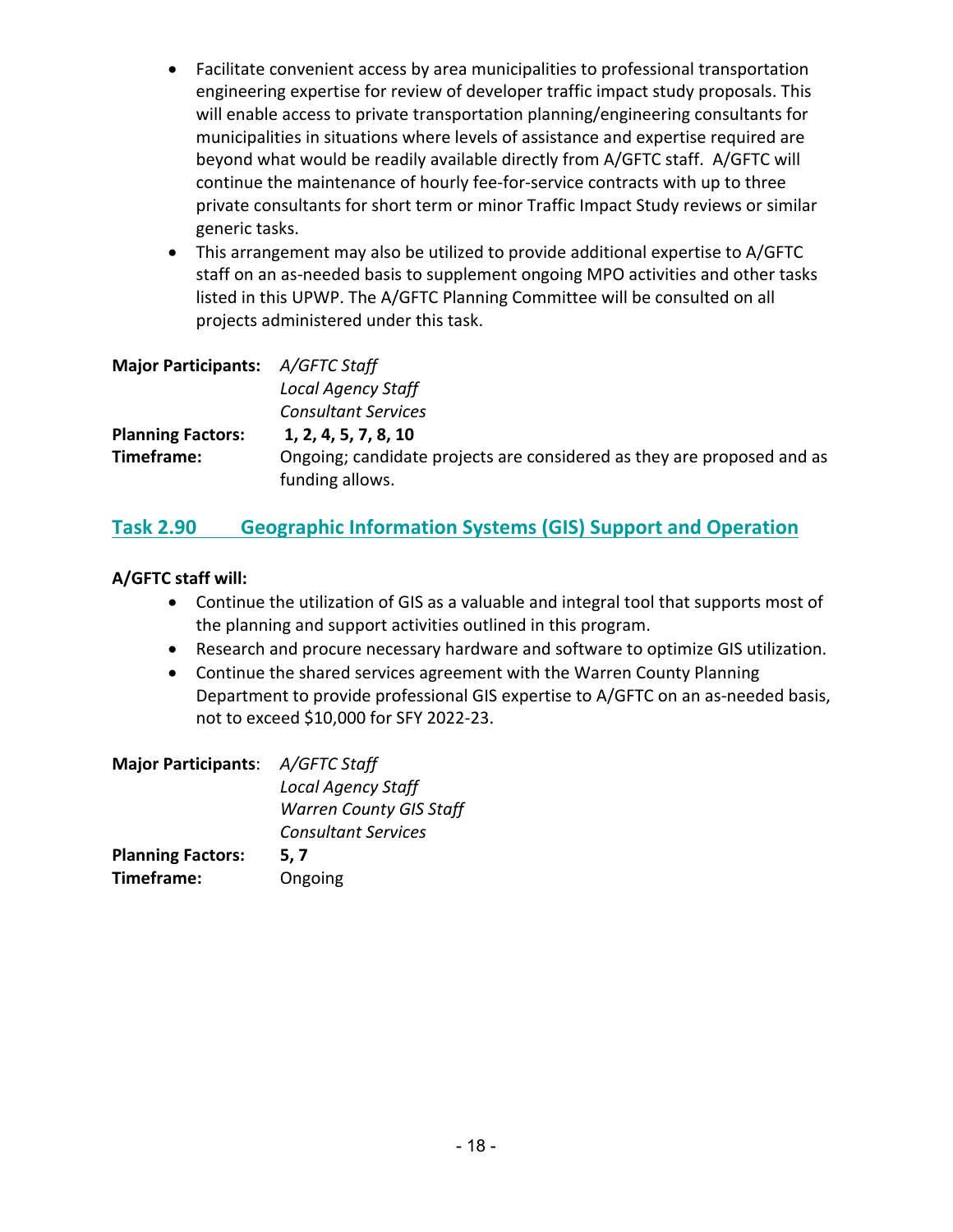- Facilitate convenient access by area municipalities to professional transportation engineering expertise for review of developer traffic impact study proposals. This will enable access to private transportation planning/engineering consultants for municipalities in situations where levels of assistance and expertise required are beyond what would be readily available directly from A/GFTC staff. A/GFTC will continue the maintenance of hourly fee-for-service contracts with up to three private consultants for short term or minor Traffic Impact Study reviews or similar generic tasks.
- This arrangement may also be utilized to provide additional expertise to A/GFTC staff on an as-needed basis to supplement ongoing MPO activities and other tasks listed in this UPWP. The A/GFTC Planning Committee will be consulted on all projects administered under this task.

**Major Participants:** *A/GFTC Staff*
*Local Agency Staff*
*Consultant Services*

**Planning Factors:** **1, 2, 4, 5, 7, 8, 10**

**Timeframe:** Ongoing; candidate projects are considered as they are proposed and as funding allows.

## Task 2.90 Geographic Information Systems (GIS) Support and Operation

**A/GFTC staff will:**

- Continue the utilization of GIS as a valuable and integral tool that supports most of the planning and support activities outlined in this program.
- Research and procure necessary hardware and software to optimize GIS utilization.
- Continue the shared services agreement with the Warren County Planning Department to provide professional GIS expertise to A/GFTC on an as-needed basis, not to exceed $10,000 for SFY 2022-23.

**Major Participants**: *A/GFTC Staff*
*Local Agency Staff*
*Warren County GIS Staff*
*Consultant Services*

**Planning Factors:** **5, 7**

**Timeframe:** Ongoing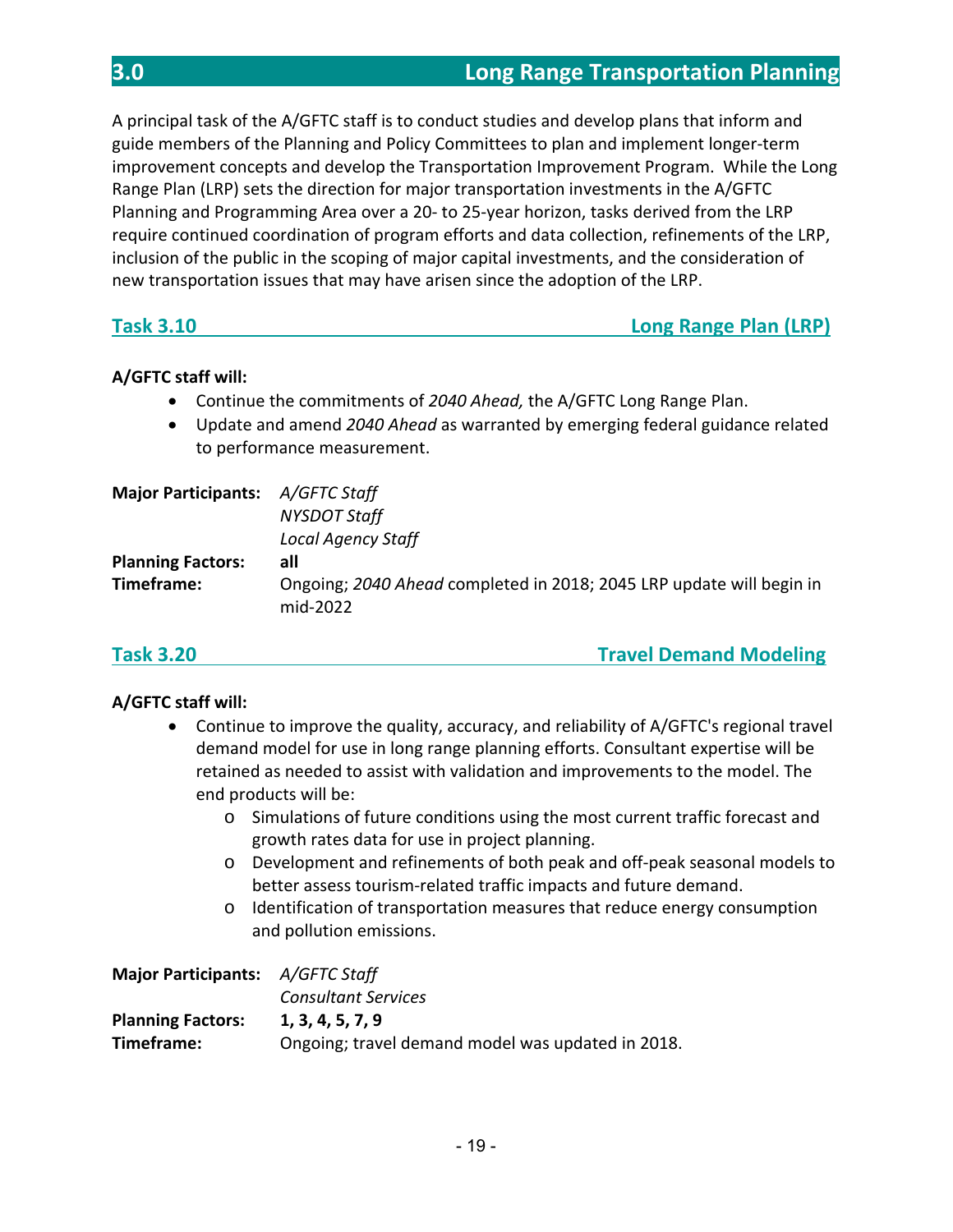# 3.0 Long Range Transportation Planning

A principal task of the A/GFTC staff is to conduct studies and develop plans that inform and guide members of the Planning and Policy Committees to plan and implement longer-term improvement concepts and develop the Transportation Improvement Program. While the Long Range Plan (LRP) sets the direction for major transportation investments in the A/GFTC Planning and Programming Area over a 20- to 25-year horizon, tasks derived from the LRP require continued coordination of program efforts and data collection, refinements of the LRP, inclusion of the public in the scoping of major capital investments, and the consideration of new transportation issues that may have arisen since the adoption of the LRP.

## Task 3.10 Long Range Plan (LRP)

**A/GFTC staff will:**

- Continue the commitments of *2040 Ahead,* the A/GFTC Long Range Plan.
- Update and amend *2040 Ahead* as warranted by emerging federal guidance related to performance measurement.

**Major Participants:** *A/GFTC Staff*
*NYSDOT Staff*
*Local Agency Staff*

**Planning Factors:** **all**

**Timeframe:** Ongoing; *2040 Ahead* completed in 2018; 2045 LRP update will begin in mid-2022

## Task 3.20 Travel Demand Modeling

**A/GFTC staff will:**

- Continue to improve the quality, accuracy, and reliability of A/GFTC's regional travel demand model for use in long range planning efforts. Consultant expertise will be retained as needed to assist with validation and improvements to the model. The end products will be:
  - Simulations of future conditions using the most current traffic forecast and growth rates data for use in project planning.
  - Development and refinements of both peak and off-peak seasonal models to better assess tourism-related traffic impacts and future demand.
  - Identification of transportation measures that reduce energy consumption and pollution emissions.

**Major Participants:** *A/GFTC Staff*
*Consultant Services*

**Planning Factors:** **1, 3, 4, 5, 7, 9**

**Timeframe:** Ongoing; travel demand model was updated in 2018.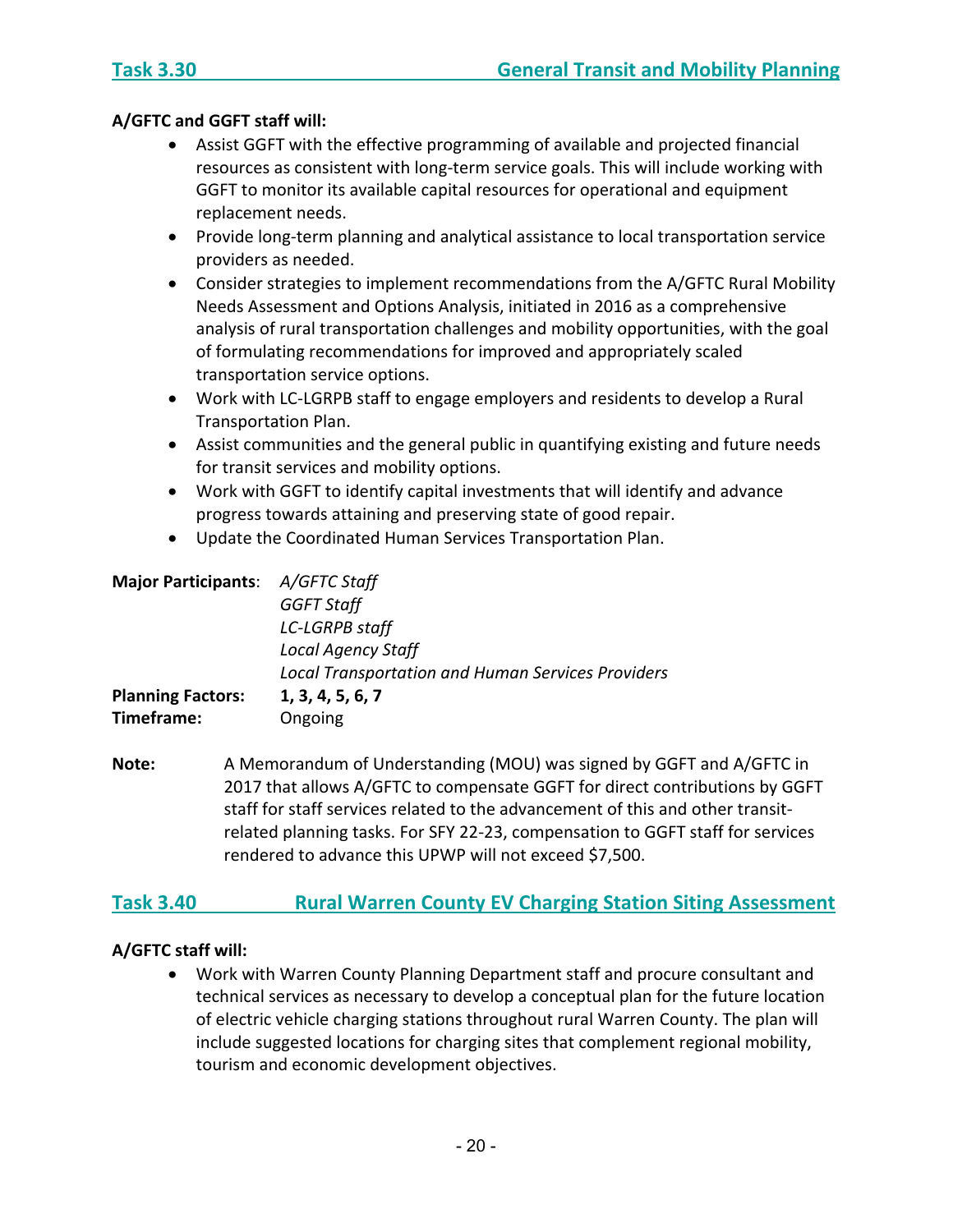## Task 3.30 General Transit and Mobility Planning

**A/GFTC and GGFT staff will:**

- Assist GGFT with the effective programming of available and projected financial resources as consistent with long-term service goals. This will include working with GGFT to monitor its available capital resources for operational and equipment replacement needs.
- Provide long-term planning and analytical assistance to local transportation service providers as needed.
- Consider strategies to implement recommendations from the A/GFTC Rural Mobility Needs Assessment and Options Analysis, initiated in 2016 as a comprehensive analysis of rural transportation challenges and mobility opportunities, with the goal of formulating recommendations for improved and appropriately scaled transportation service options.
- Work with LC-LGRPB staff to engage employers and residents to develop a Rural Transportation Plan.
- Assist communities and the general public in quantifying existing and future needs for transit services and mobility options.
- Work with GGFT to identify capital investments that will identify and advance progress towards attaining and preserving state of good repair.
- Update the Coordinated Human Services Transportation Plan.

**Major Participants**: *A/GFTC Staff*
*GGFT Staff*
*LC-LGRPB staff*
*Local Agency Staff*
*Local Transportation and Human Services Providers*

**Planning Factors:** **1, 3, 4, 5, 6, 7**

**Timeframe:** Ongoing

**Note:** A Memorandum of Understanding (MOU) was signed by GGFT and A/GFTC in 2017 that allows A/GFTC to compensate GGFT for direct contributions by GGFT staff for staff services related to the advancement of this and other transit-related planning tasks. For SFY 22-23, compensation to GGFT staff for services rendered to advance this UPWP will not exceed $7,500.

## Task 3.40 Rural Warren County EV Charging Station Siting Assessment

**A/GFTC staff will:**

- Work with Warren County Planning Department staff and procure consultant and technical services as necessary to develop a conceptual plan for the future location of electric vehicle charging stations throughout rural Warren County. The plan will include suggested locations for charging sites that complement regional mobility, tourism and economic development objectives.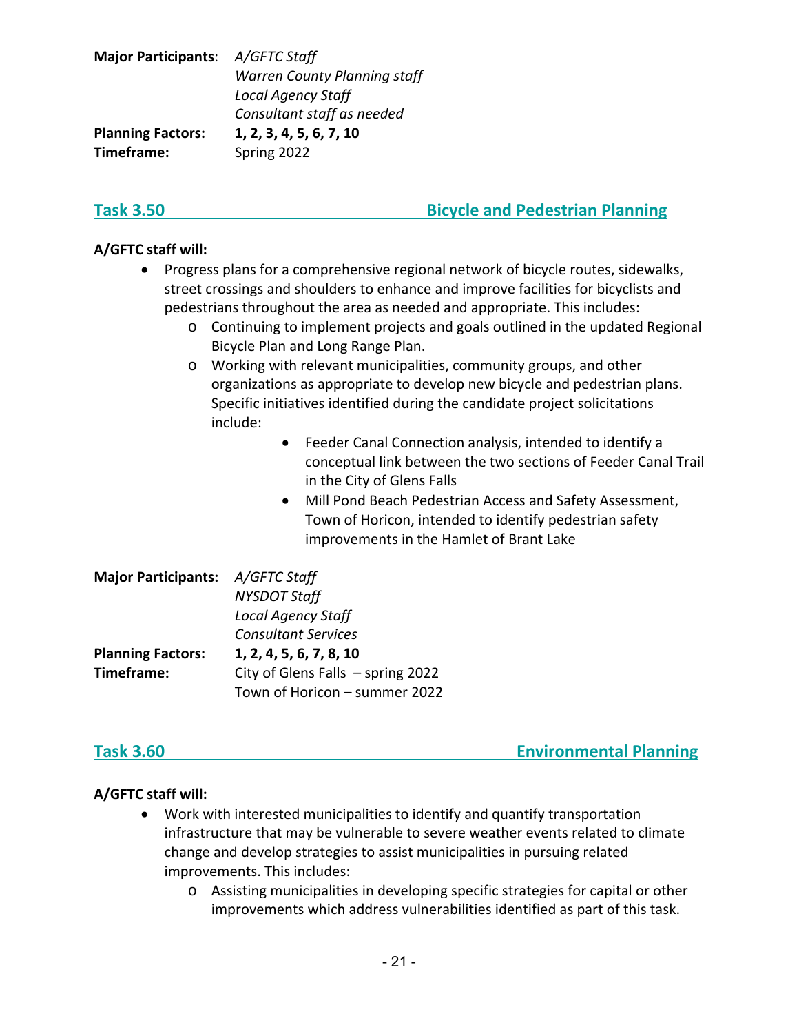**Major Participants**: *A/GFTC Staff*
*Warren County Planning staff*
*Local Agency Staff*
*Consultant staff as needed*
**Planning Factors:** **1, 2, 3, 4, 5, 6, 7, 10**
**Timeframe:** Spring 2022

## Task 3.50 Bicycle and Pedestrian Planning

**A/GFTC staff will:**

- Progress plans for a comprehensive regional network of bicycle routes, sidewalks, street crossings and shoulders to enhance and improve facilities for bicyclists and pedestrians throughout the area as needed and appropriate. This includes:
  - Continuing to implement projects and goals outlined in the updated Regional Bicycle Plan and Long Range Plan.
  - Working with relevant municipalities, community groups, and other organizations as appropriate to develop new bicycle and pedestrian plans. Specific initiatives identified during the candidate project solicitations include:
    - Feeder Canal Connection analysis, intended to identify a conceptual link between the two sections of Feeder Canal Trail in the City of Glens Falls
    - Mill Pond Beach Pedestrian Access and Safety Assessment, Town of Horicon, intended to identify pedestrian safety improvements in the Hamlet of Brant Lake

**Major Participants:** *A/GFTC Staff*
*NYSDOT Staff*
*Local Agency Staff*
*Consultant Services*
**Planning Factors:** **1, 2, 4, 5, 6, 7, 8, 10**
**Timeframe:** City of Glens Falls – spring 2022
Town of Horicon – summer 2022

## Task 3.60 Environmental Planning

**A/GFTC staff will:**

- Work with interested municipalities to identify and quantify transportation infrastructure that may be vulnerable to severe weather events related to climate change and develop strategies to assist municipalities in pursuing related improvements. This includes:
  - Assisting municipalities in developing specific strategies for capital or other improvements which address vulnerabilities identified as part of this task.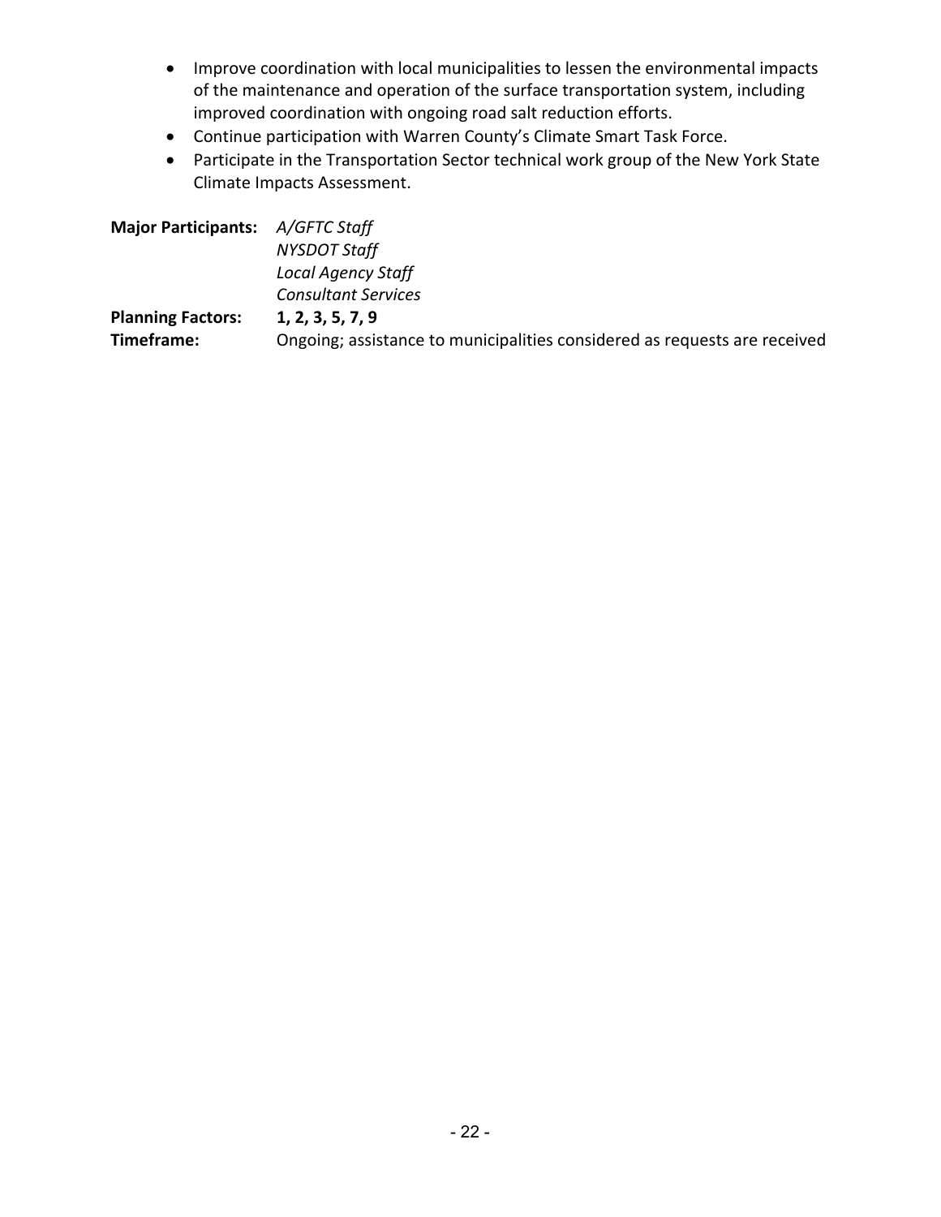- Improve coordination with local municipalities to lessen the environmental impacts of the maintenance and operation of the surface transportation system, including improved coordination with ongoing road salt reduction efforts.
- Continue participation with Warren County's Climate Smart Task Force.
- Participate in the Transportation Sector technical work group of the New York State Climate Impacts Assessment.

**Major Participants:** *A/GFTC Staff*
*NYSDOT Staff*
*Local Agency Staff*
*Consultant Services*

**Planning Factors:** **1, 2, 3, 5, 7, 9**

**Timeframe:** Ongoing; assistance to municipalities considered as requests are received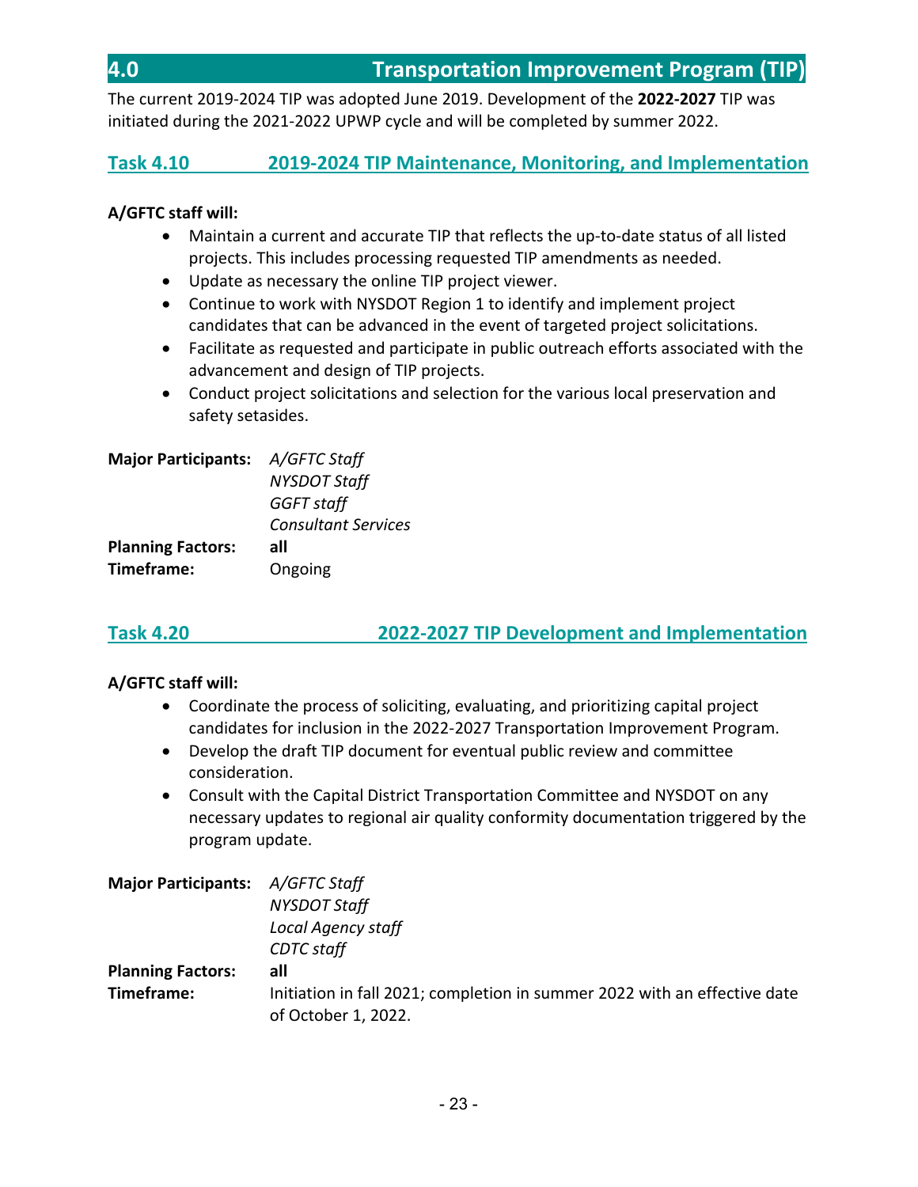## 4.0 Transportation Improvement Program (TIP)

The current 2019-2024 TIP was adopted June 2019. Development of the **2022-2027** TIP was initiated during the 2021-2022 UPWP cycle and will be completed by summer 2022.

### Task 4.10 2019-2024 TIP Maintenance, Monitoring, and Implementation

**A/GFTC staff will:**

- Maintain a current and accurate TIP that reflects the up-to-date status of all listed projects. This includes processing requested TIP amendments as needed.
- Update as necessary the online TIP project viewer.
- Continue to work with NYSDOT Region 1 to identify and implement project candidates that can be advanced in the event of targeted project solicitations.
- Facilitate as requested and participate in public outreach efforts associated with the advancement and design of TIP projects.
- Conduct project solicitations and selection for the various local preservation and safety setasides.

**Major Participants:** *A/GFTC Staff*
*NYSDOT Staff*
*GGFT staff*
*Consultant Services*

**Planning Factors:** **all**

**Timeframe:** Ongoing

### Task 4.20 2022-2027 TIP Development and Implementation

**A/GFTC staff will:**

- Coordinate the process of soliciting, evaluating, and prioritizing capital project candidates for inclusion in the 2022-2027 Transportation Improvement Program.
- Develop the draft TIP document for eventual public review and committee consideration.
- Consult with the Capital District Transportation Committee and NYSDOT on any necessary updates to regional air quality conformity documentation triggered by the program update.

**Major Participants:** *A/GFTC Staff*
*NYSDOT Staff*
*Local Agency staff*
*CDTC staff*

**Planning Factors:** **all**

**Timeframe:** Initiation in fall 2021; completion in summer 2022 with an effective date of October 1, 2022.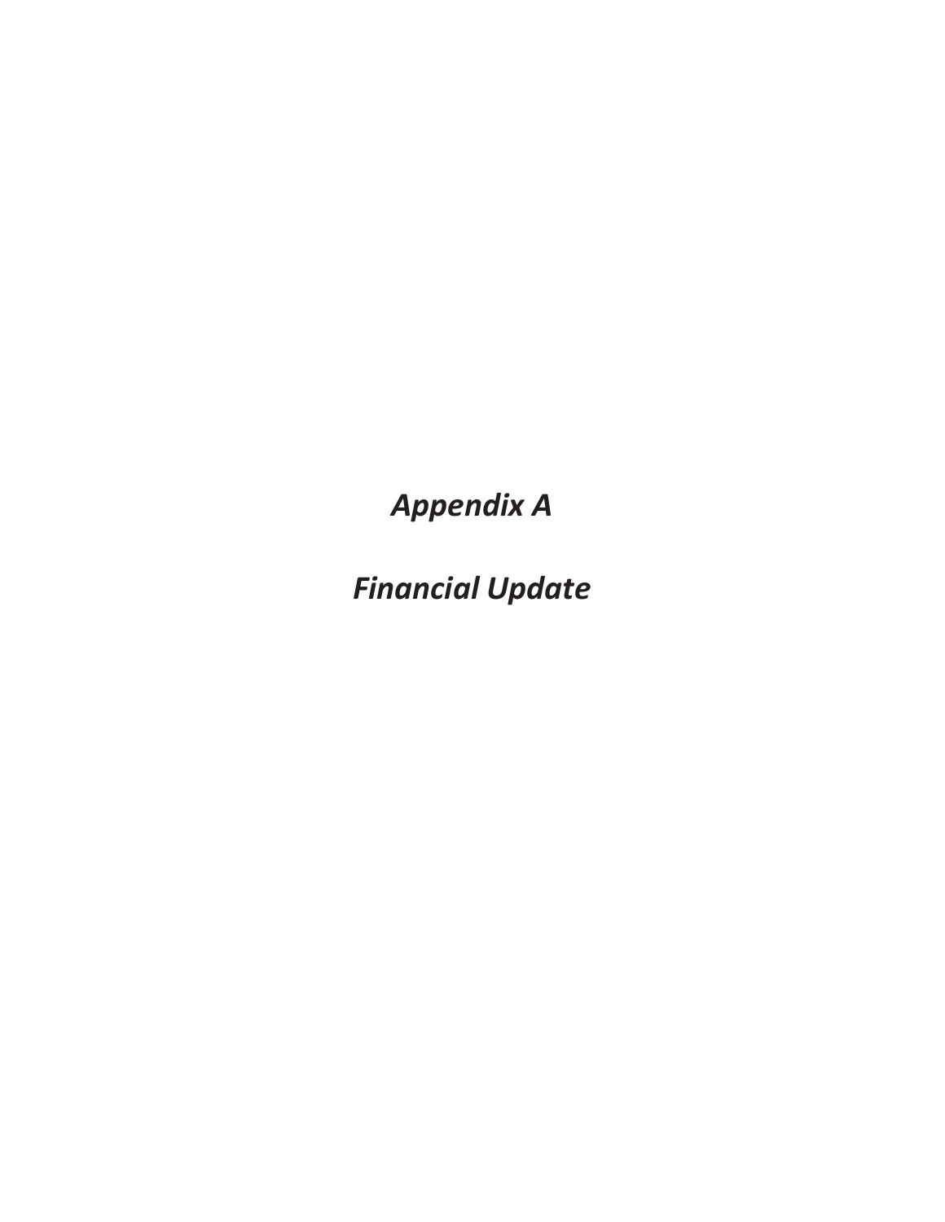# *Appendix A*

# *Financial Update*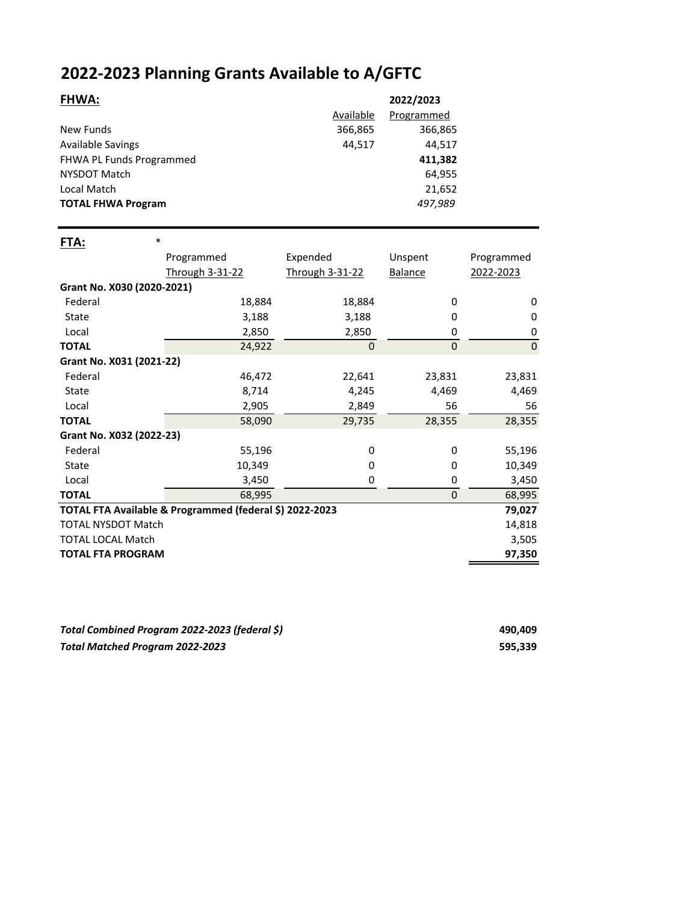# 2022-2023 Planning Grants Available to A/GFTC

## FHWA:

| | Available | 2022/2023 Programmed |
|---|---|---|
| New Funds | 366,865 | 366,865 |
| Available Savings | 44,517 | 44,517 |
| FHWA PL Funds Programmed | | **411,382** |
| NYSDOT Match | | 64,955 |
| Local Match | | 21,652 |
| **TOTAL FHWA Program** | | *497,989* |

## FTA: *

| | Programmed Through 3-31-22 | Expended Through 3-31-22 | Unspent Balance | Programmed 2022-2023 |
|---|---|---|---|---|
| **Grant No. X030 (2020-2021)** | | | | |
| Federal | 18,884 | 18,884 | 0 | 0 |
| State | 3,188 | 3,188 | 0 | 0 |
| Local | 2,850 | 2,850 | 0 | 0 |
| **TOTAL** | 24,922 | 0 | 0 | 0 |
| **Grant No. X031 (2021-22)** | | | | |
| Federal | 46,472 | 22,641 | 23,831 | 23,831 |
| State | 8,714 | 4,245 | 4,469 | 4,469 |
| Local | 2,905 | 2,849 | 56 | 56 |
| **TOTAL** | 58,090 | 29,735 | 28,355 | 28,355 |
| **Grant No. X032 (2022-23)** | | | | |
| Federal | 55,196 | 0 | 0 | 55,196 |
| State | 10,349 | 0 | 0 | 10,349 |
| Local | 3,450 | 0 | 0 | 3,450 |
| **TOTAL** | 68,995 | | 0 | 68,995 |
| **TOTAL FTA Available & Programmed (federal $) 2022-2023** | | | | **79,027** |
| TOTAL NYSDOT Match | | | | 14,818 |
| TOTAL LOCAL Match | | | | 3,505 |
| **TOTAL FTA PROGRAM** | | | | **97,350** |

| | |
|---|---|
| ***Total Combined Program 2022-2023 (federal $)*** | **490,409** |
| ***Total Matched Program 2022-2023*** | **595,339** |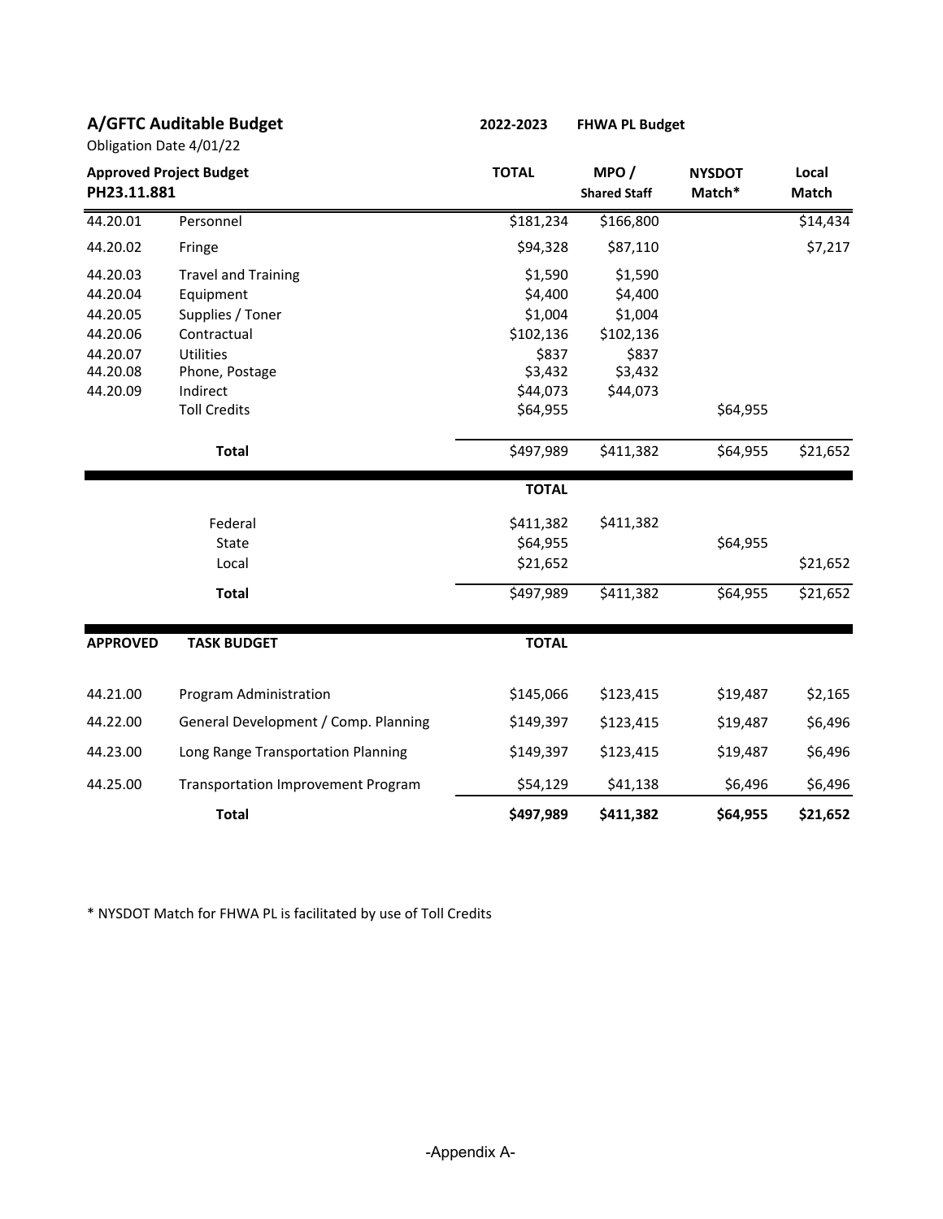## A/GFTC Auditable Budget

**2022-2023** **FHWA PL Budget**

Obligation Date 4/01/22

| **Approved Project Budget PH23.11.881** | | **TOTAL** | **MPO / Shared Staff** | **NYSDOT Match*** | **Local Match** |
|---|---|---|---|---|---|
| 44.20.01 | Personnel | $181,234 | $166,800 | | $14,434 |
| 44.20.02 | Fringe | $94,328 | $87,110 | | $7,217 |
| 44.20.03 | Travel and Training | $1,590 | $1,590 | | |
| 44.20.04 | Equipment | $4,400 | $4,400 | | |
| 44.20.05 | Supplies / Toner | $1,004 | $1,004 | | |
| 44.20.06 | Contractual | $102,136 | $102,136 | | |
| 44.20.07 | Utilities | $837 | $837 | | |
| 44.20.08 | Phone, Postage | $3,432 | $3,432 | | |
| 44.20.09 | Indirect | $44,073 | $44,073 | | |
| | Toll Credits | $64,955 | | $64,955 | |
| | **Total** | $497,989 | $411,382 | $64,955 | $21,652 |

| | | **TOTAL** | | | |
|---|---|---|---|---|---|
| | Federal | $411,382 | $411,382 | | |
| | State | $64,955 | | $64,955 | |
| | Local | $21,652 | | | $21,652 |
| | **Total** | $497,989 | $411,382 | $64,955 | $21,652 |

| **APPROVED** | **TASK BUDGET** | **TOTAL** | | | |
|---|---|---|---|---|---|
| 44.21.00 | Program Administration | $145,066 | $123,415 | $19,487 | $2,165 |
| 44.22.00 | General Development / Comp. Planning | $149,397 | $123,415 | $19,487 | $6,496 |
| 44.23.00 | Long Range Transportation Planning | $149,397 | $123,415 | $19,487 | $6,496 |
| 44.25.00 | Transportation Improvement Program | $54,129 | $41,138 | $6,496 | $6,496 |
| | **Total** | **$497,989** | **$411,382** | **$64,955** | **$21,652** |

* NYSDOT Match for FHWA PL is facilitated by use of Toll Credits

-Appendix A-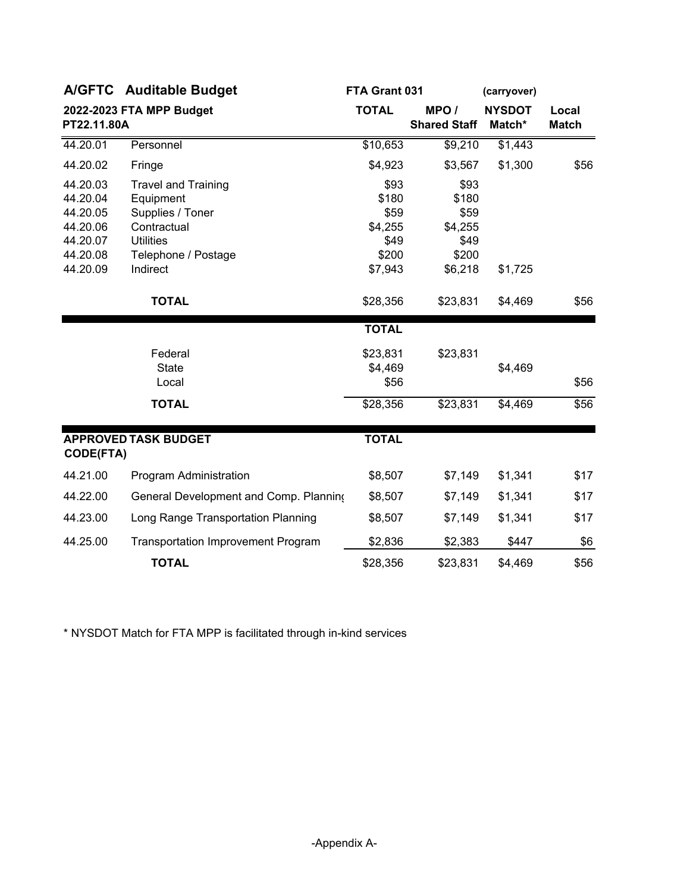| A/GFTC | Auditable Budget | FTA Grant 031 | | (carryover) | |
|---|---|---|---|---|---|
| **2022-2023 FTA MPP Budget PT22.11.80A** | | **TOTAL** | **MPO / Shared Staff** | **NYSDOT Match*** | **Local Match** |
| 44.20.01 | Personnel | $10,653 | $9,210 | $1,443 | |
| 44.20.02 | Fringe | $4,923 | $3,567 | $1,300 | $56 |
| 44.20.03 | Travel and Training | $93 | $93 | | |
| 44.20.04 | Equipment | $180 | $180 | | |
| 44.20.05 | Supplies / Toner | $59 | $59 | | |
| 44.20.06 | Contractual | $4,255 | $4,255 | | |
| 44.20.07 | Utilities | $49 | $49 | | |
| 44.20.08 | Telephone / Postage | $200 | $200 | | |
| 44.20.09 | Indirect | $7,943 | $6,218 | $1,725 | |
| | **TOTAL** | $28,356 | $23,831 | $4,469 | $56 |

| | | **TOTAL** | | | |
|---|---|---|---|---|---|
| | Federal | $23,831 | $23,831 | | |
| | State | $4,469 | | $4,469 | |
| | Local | $56 | | | $56 |
| | **TOTAL** | $28,356 | $23,831 | $4,469 | $56 |

| **APPROVED TASK BUDGET CODE(FTA)** | | **TOTAL** | | | |
|---|---|---|---|---|---|
| 44.21.00 | Program Administration | $8,507 | $7,149 | $1,341 | $17 |
| 44.22.00 | General Development and Comp. Planning | $8,507 | $7,149 | $1,341 | $17 |
| 44.23.00 | Long Range Transportation Planning | $8,507 | $7,149 | $1,341 | $17 |
| 44.25.00 | Transportation Improvement Program | $2,836 | $2,383 | $447 | $6 |
| | **TOTAL** | $28,356 | $23,831 | $4,469 | $56 |

* NYSDOT Match for FTA MPP is facilitated through in-kind services

-Appendix A-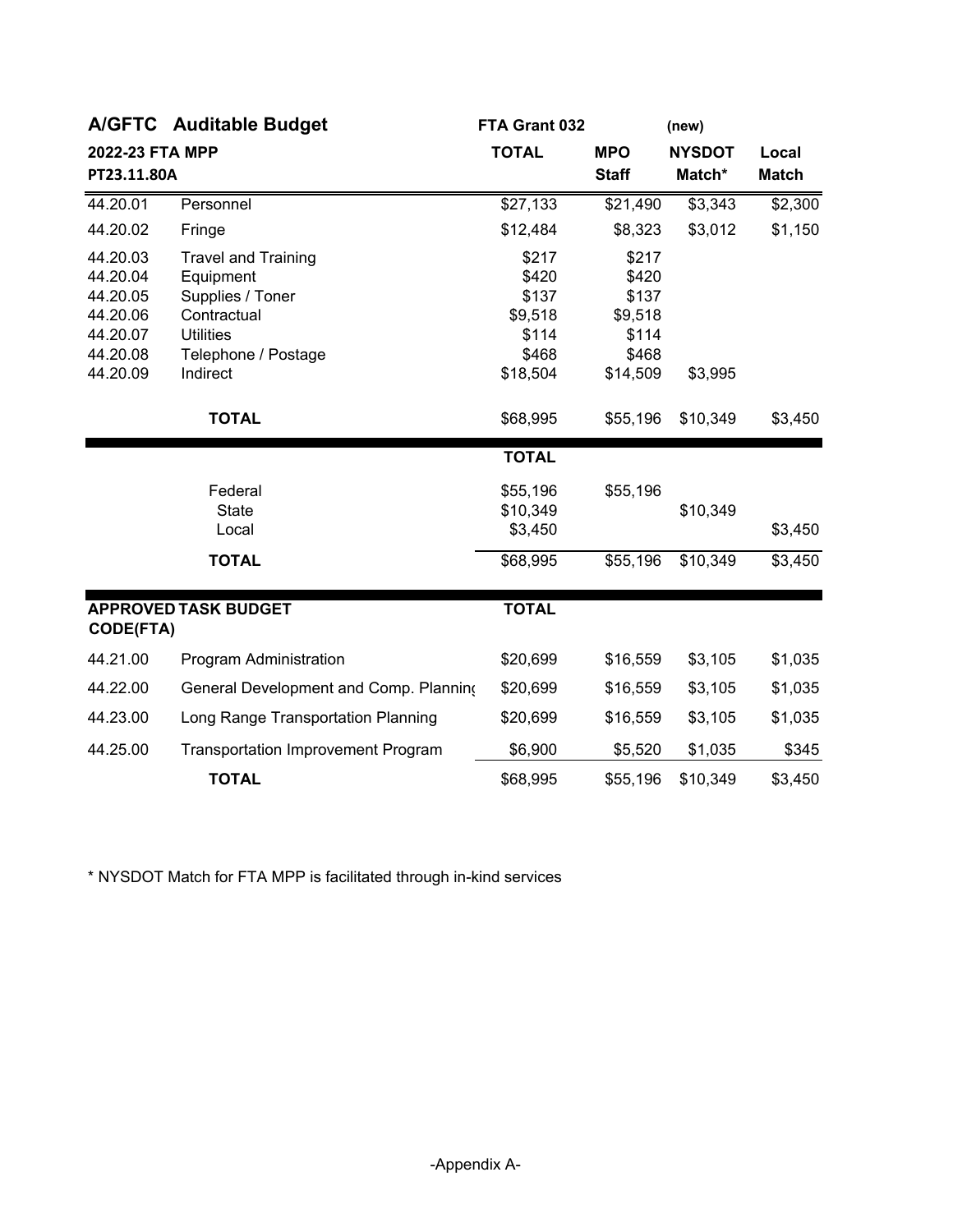| A/GFTC | Auditable Budget | FTA Grant 032 | | (new) | |
|---|---|---|---|---|---|
| **2022-23 FTA MPP** | | **TOTAL** | **MPO** | **NYSDOT** | **Local** |
| **PT23.11.80A** | | | **Staff** | **Match*** | **Match** |
| 44.20.01 | Personnel | $27,133 | $21,490 | $3,343 | $2,300 |
| 44.20.02 | Fringe | $12,484 | $8,323 | $3,012 | $1,150 |
| 44.20.03 | Travel and Training | $217 | $217 | | |
| 44.20.04 | Equipment | $420 | $420 | | |
| 44.20.05 | Supplies / Toner | $137 | $137 | | |
| 44.20.06 | Contractual | $9,518 | $9,518 | | |
| 44.20.07 | Utilities | $114 | $114 | | |
| 44.20.08 | Telephone / Postage | $468 | $468 | | |
| 44.20.09 | Indirect | $18,504 | $14,509 | $3,995 | |
| | **TOTAL** | $68,995 | $55,196 | $10,349 | $3,450 |

| | | **TOTAL** | | | |
|---|---|---|---|---|---|
| | Federal | $55,196 | $55,196 | | |
| | State | $10,349 | | $10,349 | |
| | Local | $3,450 | | | $3,450 |
| | **TOTAL** | $68,995 | $55,196 | $10,349 | $3,450 |

| **APPROVED CODE(FTA)** | **TASK BUDGET** | **TOTAL** | | | |
|---|---|---|---|---|---|
| 44.21.00 | Program Administration | $20,699 | $16,559 | $3,105 | $1,035 |
| 44.22.00 | General Development and Comp. Planning | $20,699 | $16,559 | $3,105 | $1,035 |
| 44.23.00 | Long Range Transportation Planning | $20,699 | $16,559 | $3,105 | $1,035 |
| 44.25.00 | Transportation Improvement Program | $6,900 | $5,520 | $1,035 | $345 |
| | **TOTAL** | $68,995 | $55,196 | $10,349 | $3,450 |

* NYSDOT Match for FTA MPP is facilitated through in-kind services

-Appendix A-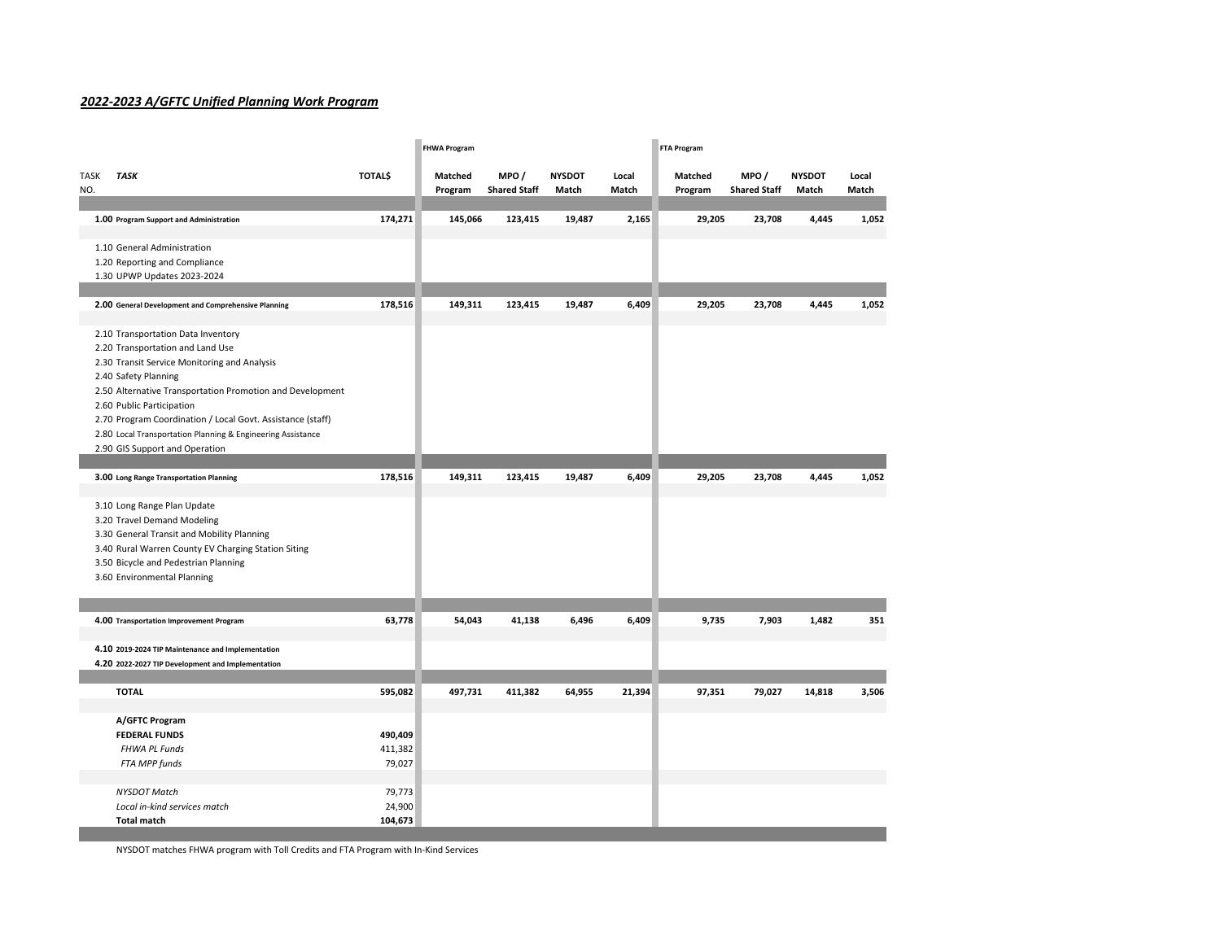## *2022-2023 A/GFTC Unified Planning Work Program*

| TASK NO. | TASK | TOTAL$ | FHWA Program Matched Program | MPO / Shared Staff | NYSDOT Match | Local Match | FTA Program Matched Program | MPO / Shared Staff | NYSDOT Match | Local Match |
|---|---|---|---|---|---|---|---|---|---|---|
| **1.00** | **Program Support and Administration** | **174,271** | **145,066** | **123,415** | **19,487** | **2,165** | **29,205** | **23,708** | **4,445** | **1,052** |
| | 1.10 General Administration | | | | | | | | | |
| | 1.20 Reporting and Compliance | | | | | | | | | |
| | 1.30 UPWP Updates 2023-2024 | | | | | | | | | |
| **2.00** | **General Development and Comprehensive Planning** | **178,516** | **149,311** | **123,415** | **19,487** | **6,409** | **29,205** | **23,708** | **4,445** | **1,052** |
| | 2.10 Transportation Data Inventory | | | | | | | | | |
| | 2.20 Transportation and Land Use | | | | | | | | | |
| | 2.30 Transit Service Monitoring and Analysis | | | | | | | | | |
| | 2.40 Safety Planning | | | | | | | | | |
| | 2.50 Alternative Transportation Promotion and Development | | | | | | | | | |
| | 2.60 Public Participation | | | | | | | | | |
| | 2.70 Program Coordination / Local Govt. Assistance (staff) | | | | | | | | | |
| | 2.80 Local Transportation Planning & Engineering Assistance | | | | | | | | | |
| | 2.90 GIS Support and Operation | | | | | | | | | |
| **3.00** | **Long Range Transportation Planning** | **178,516** | **149,311** | **123,415** | **19,487** | **6,409** | **29,205** | **23,708** | **4,445** | **1,052** |
| | 3.10 Long Range Plan Update | | | | | | | | | |
| | 3.20 Travel Demand Modeling | | | | | | | | | |
| | 3.30 General Transit and Mobility Planning | | | | | | | | | |
| | 3.40 Rural Warren County EV Charging Station Siting | | | | | | | | | |
| | 3.50 Bicycle and Pedestrian Planning | | | | | | | | | |
| | 3.60 Environmental Planning | | | | | | | | | |
| **4.00** | **Transportation Improvement Program** | **63,778** | **54,043** | **41,138** | **6,496** | **6,409** | **9,735** | **7,903** | **1,482** | **351** |
| **4.10** | **2019-2024 TIP Maintenance and Implementation** | | | | | | | | | |
| **4.20** | **2022-2027 TIP Development and Implementation** | | | | | | | | | |
| | **TOTAL** | **595,082** | **497,731** | **411,382** | **64,955** | **21,394** | **97,351** | **79,027** | **14,818** | **3,506** |
| | **A/GFTC Program** | | | | | | | | | |
| | **FEDERAL FUNDS** | **490,409** | | | | | | | | |
| | *FHWA PL Funds* | 411,382 | | | | | | | | |
| | *FTA MPP funds* | 79,027 | | | | | | | | |
| | *NYSDOT Match* | 79,773 | | | | | | | | |
| | *Local in-kind services match* | 24,900 | | | | | | | | |
| | **Total match** | **104,673** | | | | | | | | |

NYSDOT matches FHWA program with Toll Credits and FTA Program with In-Kind Services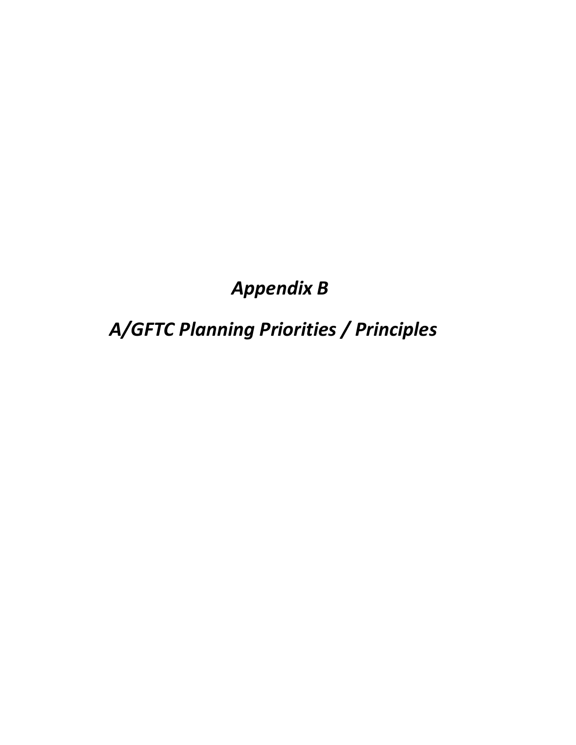# *Appendix B*

# *A/GFTC Planning Priorities / Principles*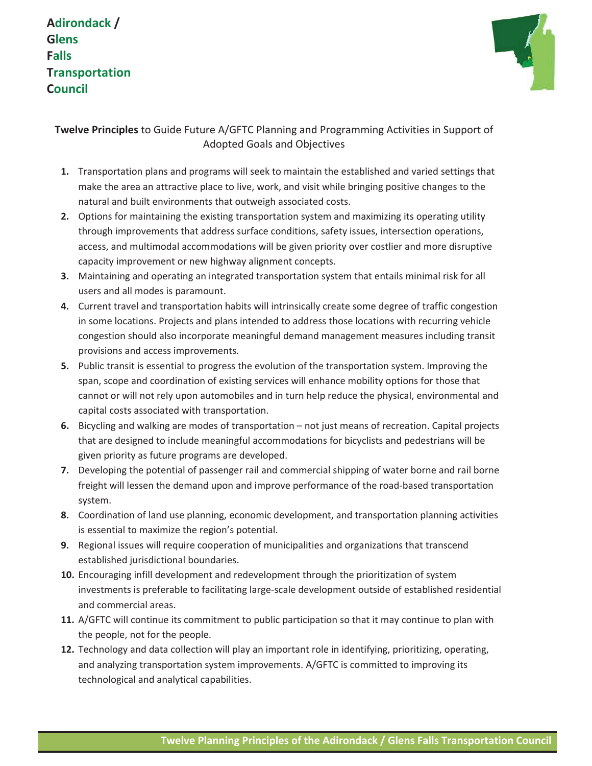**A**dirondack /
**G**lens
**F**alls
**T**ransportation
**C**ouncil

**Twelve Principles** to Guide Future A/GFTC Planning and Programming Activities in Support of Adopted Goals and Objectives

1. Transportation plans and programs will seek to maintain the established and varied settings that make the area an attractive place to live, work, and visit while bringing positive changes to the natural and built environments that outweigh associated costs.
2. Options for maintaining the existing transportation system and maximizing its operating utility through improvements that address surface conditions, safety issues, intersection operations, access, and multimodal accommodations will be given priority over costlier and more disruptive capacity improvement or new highway alignment concepts.
3. Maintaining and operating an integrated transportation system that entails minimal risk for all users and all modes is paramount.
4. Current travel and transportation habits will intrinsically create some degree of traffic congestion in some locations. Projects and plans intended to address those locations with recurring vehicle congestion should also incorporate meaningful demand management measures including transit provisions and access improvements.
5. Public transit is essential to progress the evolution of the transportation system. Improving the span, scope and coordination of existing services will enhance mobility options for those that cannot or will not rely upon automobiles and in turn help reduce the physical, environmental and capital costs associated with transportation.
6. Bicycling and walking are modes of transportation – not just means of recreation. Capital projects that are designed to include meaningful accommodations for bicyclists and pedestrians will be given priority as future programs are developed.
7. Developing the potential of passenger rail and commercial shipping of water borne and rail borne freight will lessen the demand upon and improve performance of the road-based transportation system.
8. Coordination of land use planning, economic development, and transportation planning activities is essential to maximize the region's potential.
9. Regional issues will require cooperation of municipalities and organizations that transcend established jurisdictional boundaries.
10. Encouraging infill development and redevelopment through the prioritization of system investments is preferable to facilitating large-scale development outside of established residential and commercial areas.
11. A/GFTC will continue its commitment to public participation so that it may continue to plan with the people, not for the people.
12. Technology and data collection will play an important role in identifying, prioritizing, operating, and analyzing transportation system improvements. A/GFTC is committed to improving its technological and analytical capabilities.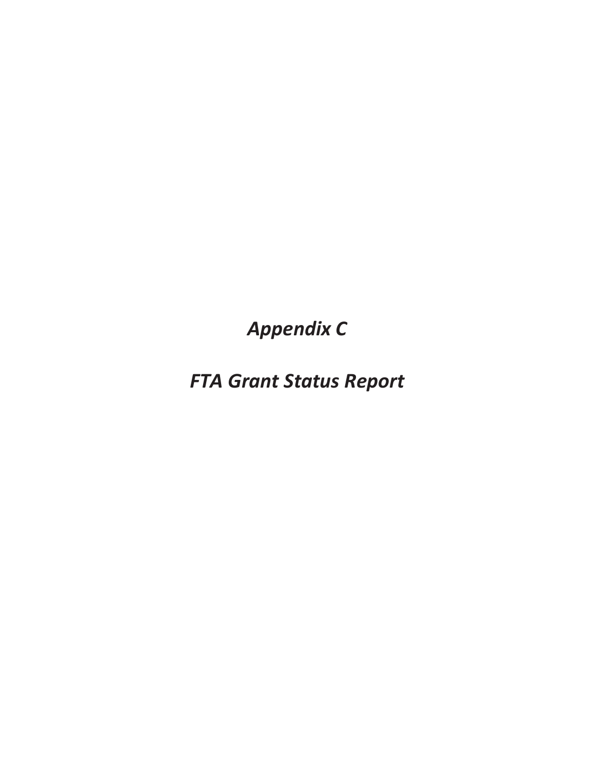# *Appendix C*

# *FTA Grant Status Report*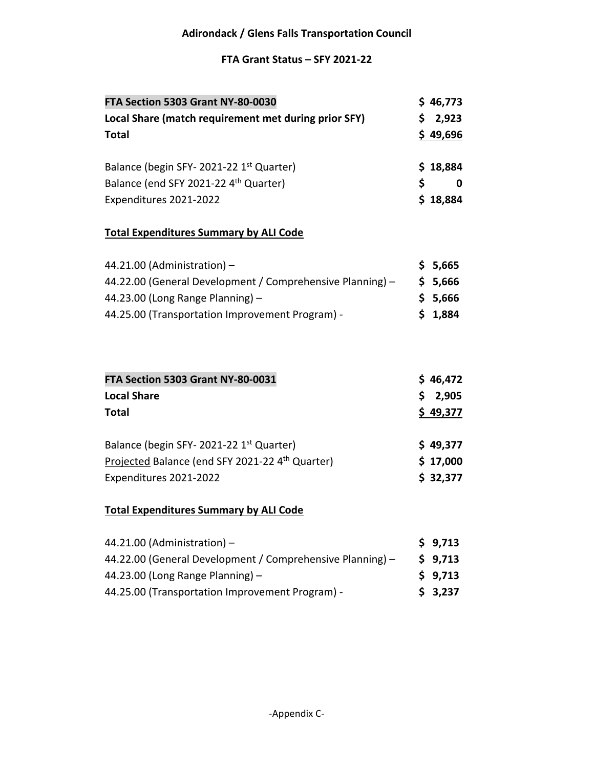# Adirondack / Glens Falls Transportation Council

## FTA Grant Status – SFY 2021-22

| | |
|---|---|
| **FTA Section 5303 Grant NY-80-0030** | **$ 46,773** |
| **Local Share (match requirement met during prior SFY)** | **$ 2,923** |
| **Total** | **$ 49,696** |

| | |
|---|---|
| Balance (begin SFY- 2021-22 1st Quarter) | **$ 18,884** |
| Balance (end SFY 2021-22 4th Quarter) | **$ 0** |
| Expenditures 2021-2022 | **$ 18,884** |

**Total Expenditures Summary by ALI Code**

| | |
|---|---|
| 44.21.00 (Administration) – | **$ 5,665** |
| 44.22.00 (General Development / Comprehensive Planning) – | **$ 5,666** |
| 44.23.00 (Long Range Planning) – | **$ 5,666** |
| 44.25.00 (Transportation Improvement Program) - | **$ 1,884** |

| | |
|---|---|
| **FTA Section 5303 Grant NY-80-0031** | **$ 46,472** |
| **Local Share** | **$ 2,905** |
| **Total** | **$ 49,377** |

| | |
|---|---|
| Balance (begin SFY- 2021-22 1st Quarter) | **$ 49,377** |
| Projected Balance (end SFY 2021-22 4th Quarter) | **$ 17,000** |
| Expenditures 2021-2022 | **$ 32,377** |

**Total Expenditures Summary by ALI Code**

| | |
|---|---|
| 44.21.00 (Administration) – | **$ 9,713** |
| 44.22.00 (General Development / Comprehensive Planning) – | **$ 9,713** |
| 44.23.00 (Long Range Planning) – | **$ 9,713** |
| 44.25.00 (Transportation Improvement Program) - | **$ 3,237** |

-Appendix C-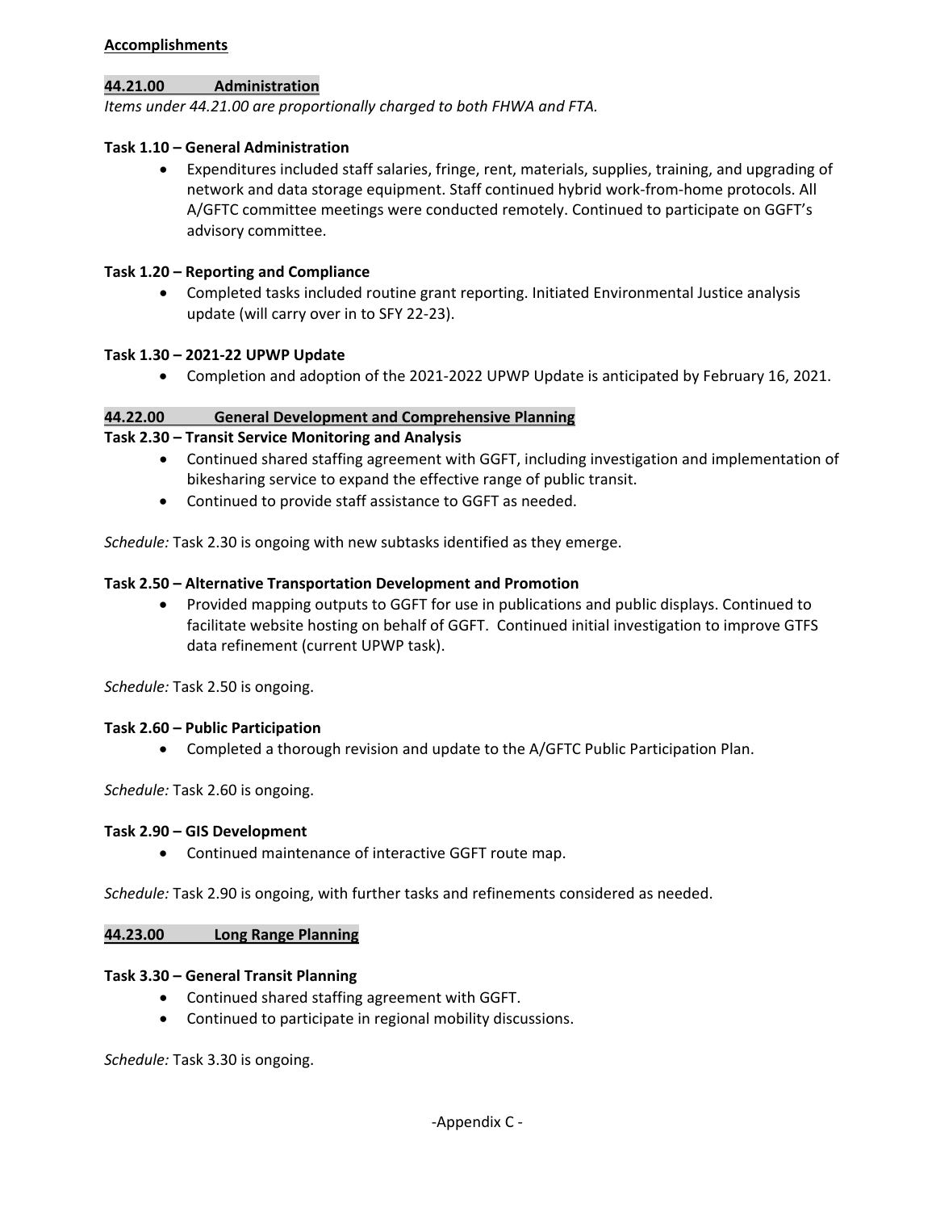**Accomplishments**

**44.21.00 Administration**

*Items under 44.21.00 are proportionally charged to both FHWA and FTA.*

**Task 1.10 – General Administration**

- Expenditures included staff salaries, fringe, rent, materials, supplies, training, and upgrading of network and data storage equipment. Staff continued hybrid work-from-home protocols. All A/GFTC committee meetings were conducted remotely. Continued to participate on GGFT's advisory committee.

**Task 1.20 – Reporting and Compliance**

- Completed tasks included routine grant reporting. Initiated Environmental Justice analysis update (will carry over in to SFY 22-23).

**Task 1.30 – 2021-22 UPWP Update**

- Completion and adoption of the 2021-2022 UPWP Update is anticipated by February 16, 2021.

**44.22.00 General Development and Comprehensive Planning**

**Task 2.30 – Transit Service Monitoring and Analysis**

- Continued shared staffing agreement with GGFT, including investigation and implementation of bikesharing service to expand the effective range of public transit.
- Continued to provide staff assistance to GGFT as needed.

*Schedule:* Task 2.30 is ongoing with new subtasks identified as they emerge.

**Task 2.50 – Alternative Transportation Development and Promotion**

- Provided mapping outputs to GGFT for use in publications and public displays. Continued to facilitate website hosting on behalf of GGFT. Continued initial investigation to improve GTFS data refinement (current UPWP task).

*Schedule:* Task 2.50 is ongoing.

**Task 2.60 – Public Participation**

- Completed a thorough revision and update to the A/GFTC Public Participation Plan.

*Schedule:* Task 2.60 is ongoing.

**Task 2.90 – GIS Development**

- Continued maintenance of interactive GGFT route map.

*Schedule:* Task 2.90 is ongoing, with further tasks and refinements considered as needed.

**44.23.00 Long Range Planning**

**Task 3.30 – General Transit Planning**

- Continued shared staffing agreement with GGFT.
- Continued to participate in regional mobility discussions.

*Schedule:* Task 3.30 is ongoing.

-Appendix C -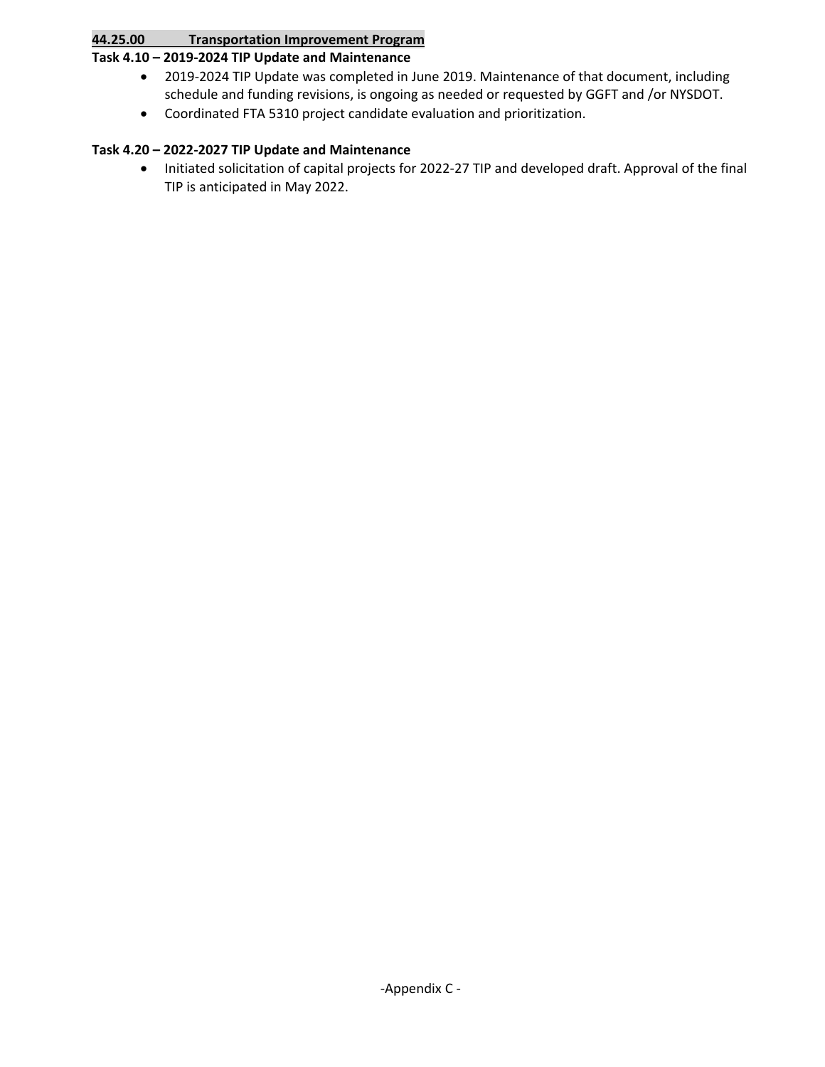## 44.25.00 Transportation Improvement Program

**Task 4.10 – 2019-2024 TIP Update and Maintenance**

- 2019-2024 TIP Update was completed in June 2019. Maintenance of that document, including schedule and funding revisions, is ongoing as needed or requested by GGFT and /or NYSDOT.
- Coordinated FTA 5310 project candidate evaluation and prioritization.

**Task 4.20 – 2022-2027 TIP Update and Maintenance**

- Initiated solicitation of capital projects for 2022-27 TIP and developed draft. Approval of the final TIP is anticipated in May 2022.

-Appendix C -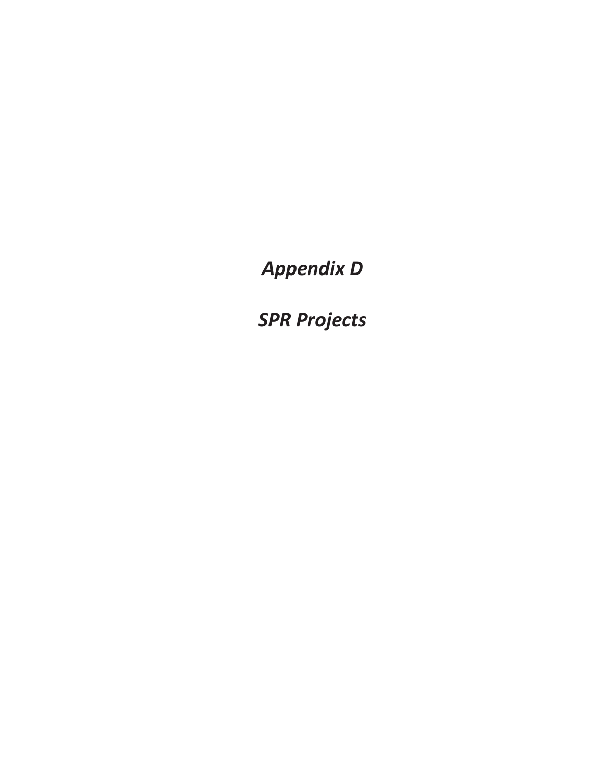# *Appendix D*

# *SPR Projects*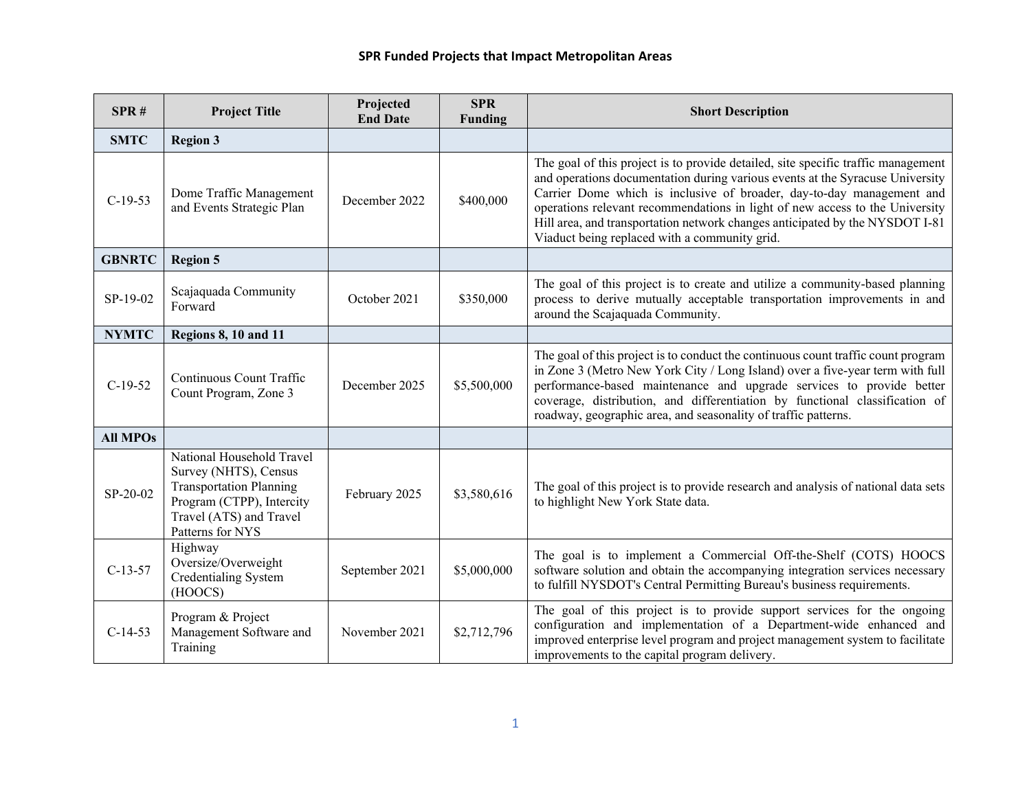## SPR Funded Projects that Impact Metropolitan Areas

| SPR # | Project Title | Projected End Date | SPR Funding | Short Description |
|---|---|---|---|---|
| **SMTC** | **Region 3** | | | |
| C-19-53 | Dome Traffic Management and Events Strategic Plan | December 2022 | $400,000 | The goal of this project is to provide detailed, site specific traffic management and operations documentation during various events at the Syracuse University Carrier Dome which is inclusive of broader, day-to-day management and operations relevant recommendations in light of new access to the University Hill area, and transportation network changes anticipated by the NYSDOT I-81 Viaduct being replaced with a community grid. |
| **GBNRTC** | **Region 5** | | | |
| SP-19-02 | Scajaquada Community Forward | October 2021 | $350,000 | The goal of this project is to create and utilize a community-based planning process to derive mutually acceptable transportation improvements in and around the Scajaquada Community. |
| **NYMTC** | **Regions 8, 10 and 11** | | | |
| C-19-52 | Continuous Count Traffic Count Program, Zone 3 | December 2025 | $5,500,000 | The goal of this project is to conduct the continuous count traffic count program in Zone 3 (Metro New York City / Long Island) over a five-year term with full performance-based maintenance and upgrade services to provide better coverage, distribution, and differentiation by functional classification of roadway, geographic area, and seasonality of traffic patterns. |
| **All MPOs** | | | | |
| SP-20-02 | National Household Travel Survey (NHTS), Census Transportation Planning Program (CTPP), Intercity Travel (ATS) and Travel Patterns for NYS | February 2025 | $3,580,616 | The goal of this project is to provide research and analysis of national data sets to highlight New York State data. |
| C-13-57 | Highway Oversize/Overweight Credentialing System (HOOCS) | September 2021 | $5,000,000 | The goal is to implement a Commercial Off-the-Shelf (COTS) HOOCS software solution and obtain the accompanying integration services necessary to fulfill NYSDOT's Central Permitting Bureau's business requirements. |
| C-14-53 | Program & Project Management Software and Training | November 2021 | $2,712,796 | The goal of this project is to provide support services for the ongoing configuration and implementation of a Department-wide enhanced and improved enterprise level program and project management system to facilitate improvements to the capital program delivery. |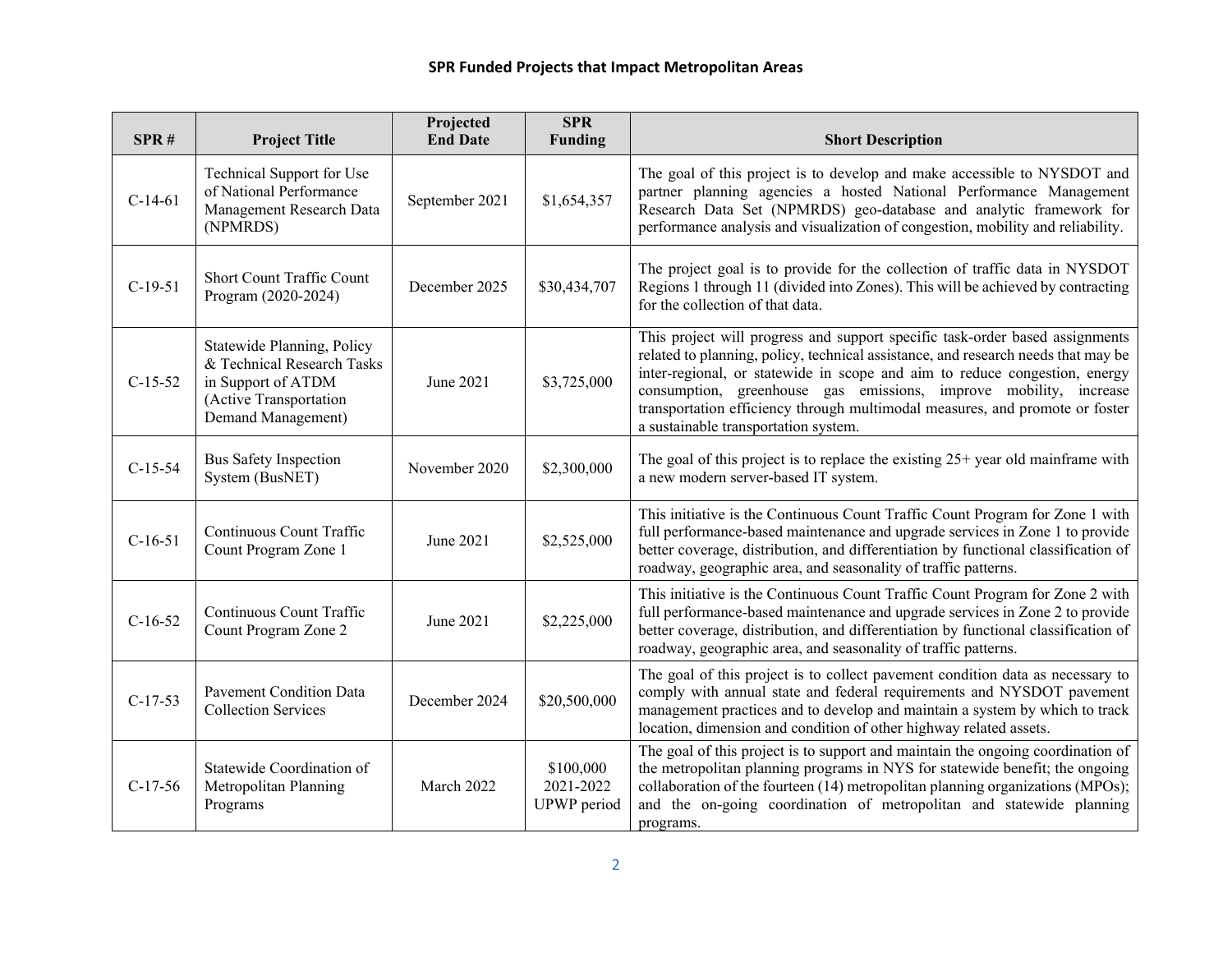## SPR Funded Projects that Impact Metropolitan Areas

| SPR # | Project Title | Projected End Date | SPR Funding | Short Description |
|---|---|---|---|---|
| C-14-61 | Technical Support for Use of National Performance Management Research Data (NPMRDS) | September 2021 | $1,654,357 | The goal of this project is to develop and make accessible to NYSDOT and partner planning agencies a hosted National Performance Management Research Data Set (NPMRDS) geo-database and analytic framework for performance analysis and visualization of congestion, mobility and reliability. |
| C-19-51 | Short Count Traffic Count Program (2020-2024) | December 2025 | $30,434,707 | The project goal is to provide for the collection of traffic data in NYSDOT Regions 1 through 11 (divided into Zones). This will be achieved by contracting for the collection of that data. |
| C-15-52 | Statewide Planning, Policy & Technical Research Tasks in Support of ATDM (Active Transportation Demand Management) | June 2021 | $3,725,000 | This project will progress and support specific task-order based assignments related to planning, policy, technical assistance, and research needs that may be inter-regional, or statewide in scope and aim to reduce congestion, energy consumption, greenhouse gas emissions, improve mobility, increase transportation efficiency through multimodal measures, and promote or foster a sustainable transportation system. |
| C-15-54 | Bus Safety Inspection System (BusNET) | November 2020 | $2,300,000 | The goal of this project is to replace the existing 25+ year old mainframe with a new modern server-based IT system. |
| C-16-51 | Continuous Count Traffic Count Program Zone 1 | June 2021 | $2,525,000 | This initiative is the Continuous Count Traffic Count Program for Zone 1 with full performance-based maintenance and upgrade services in Zone 1 to provide better coverage, distribution, and differentiation by functional classification of roadway, geographic area, and seasonality of traffic patterns. |
| C-16-52 | Continuous Count Traffic Count Program Zone 2 | June 2021 | $2,225,000 | This initiative is the Continuous Count Traffic Count Program for Zone 2 with full performance-based maintenance and upgrade services in Zone 2 to provide better coverage, distribution, and differentiation by functional classification of roadway, geographic area, and seasonality of traffic patterns. |
| C-17-53 | Pavement Condition Data Collection Services | December 2024 | $20,500,000 | The goal of this project is to collect pavement condition data as necessary to comply with annual state and federal requirements and NYSDOT pavement management practices and to develop and maintain a system by which to track location, dimension and condition of other highway related assets. |
| C-17-56 | Statewide Coordination of Metropolitan Planning Programs | March 2022 | $100,000 2021-2022 UPWP period | The goal of this project is to support and maintain the ongoing coordination of the metropolitan planning programs in NYS for statewide benefit; the ongoing collaboration of the fourteen (14) metropolitan planning organizations (MPOs); and the on-going coordination of metropolitan and statewide planning programs. |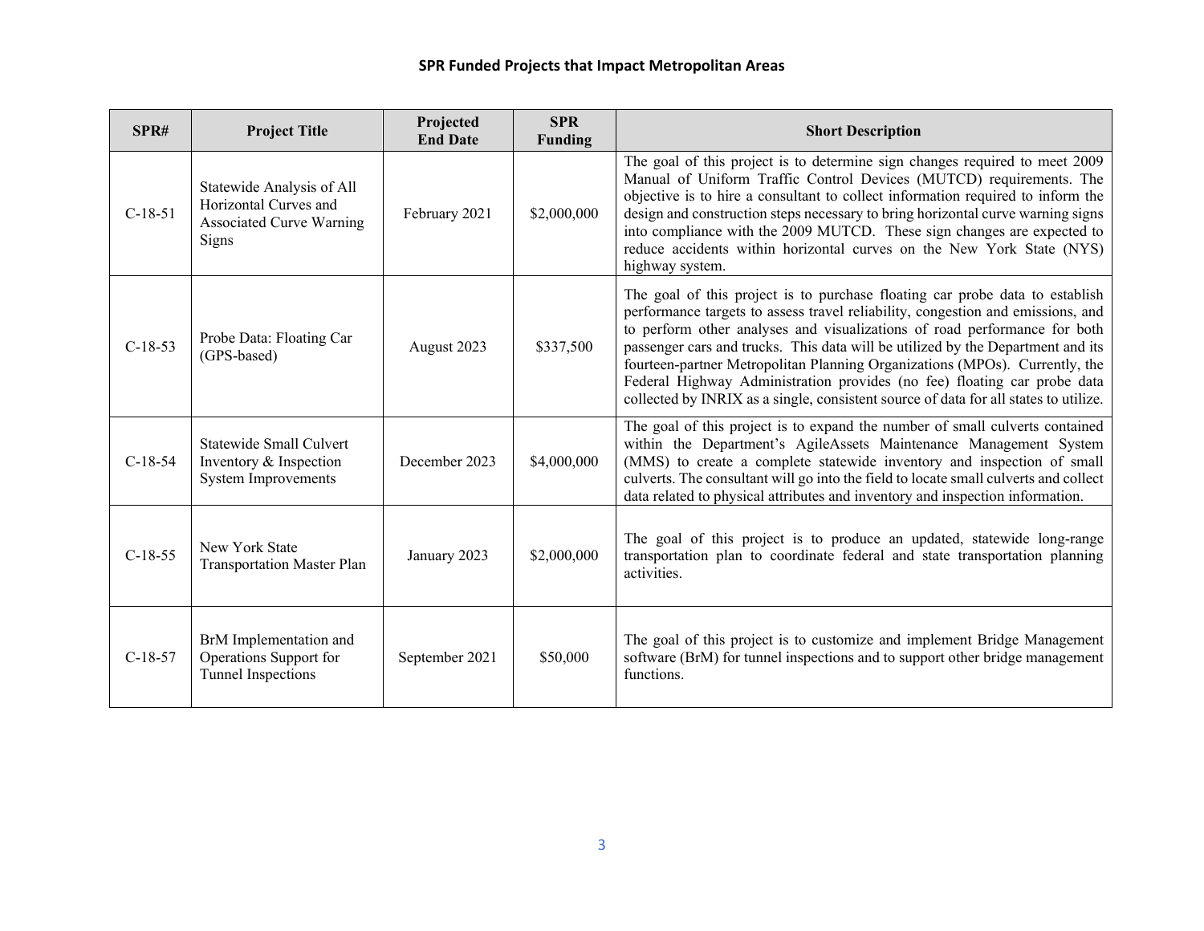## SPR Funded Projects that Impact Metropolitan Areas

| SPR# | Project Title | Projected End Date | SPR Funding | Short Description |
|---|---|---|---|---|
| C-18-51 | Statewide Analysis of All Horizontal Curves and Associated Curve Warning Signs | February 2021 | $2,000,000 | The goal of this project is to determine sign changes required to meet 2009 Manual of Uniform Traffic Control Devices (MUTCD) requirements. The objective is to hire a consultant to collect information required to inform the design and construction steps necessary to bring horizontal curve warning signs into compliance with the 2009 MUTCD. These sign changes are expected to reduce accidents within horizontal curves on the New York State (NYS) highway system. |
| C-18-53 | Probe Data: Floating Car (GPS-based) | August 2023 | $337,500 | The goal of this project is to purchase floating car probe data to establish performance targets to assess travel reliability, congestion and emissions, and to perform other analyses and visualizations of road performance for both passenger cars and trucks. This data will be utilized by the Department and its fourteen-partner Metropolitan Planning Organizations (MPOs). Currently, the Federal Highway Administration provides (no fee) floating car probe data collected by INRIX as a single, consistent source of data for all states to utilize. |
| C-18-54 | Statewide Small Culvert Inventory & Inspection System Improvements | December 2023 | $4,000,000 | The goal of this project is to expand the number of small culverts contained within the Department's AgileAssets Maintenance Management System (MMS) to create a complete statewide inventory and inspection of small culverts. The consultant will go into the field to locate small culverts and collect data related to physical attributes and inventory and inspection information. |
| C-18-55 | New York State Transportation Master Plan | January 2023 | $2,000,000 | The goal of this project is to produce an updated, statewide long-range transportation plan to coordinate federal and state transportation planning activities. |
| C-18-57 | BrM Implementation and Operations Support for Tunnel Inspections | September 2021 | $50,000 | The goal of this project is to customize and implement Bridge Management software (BrM) for tunnel inspections and to support other bridge management functions. |